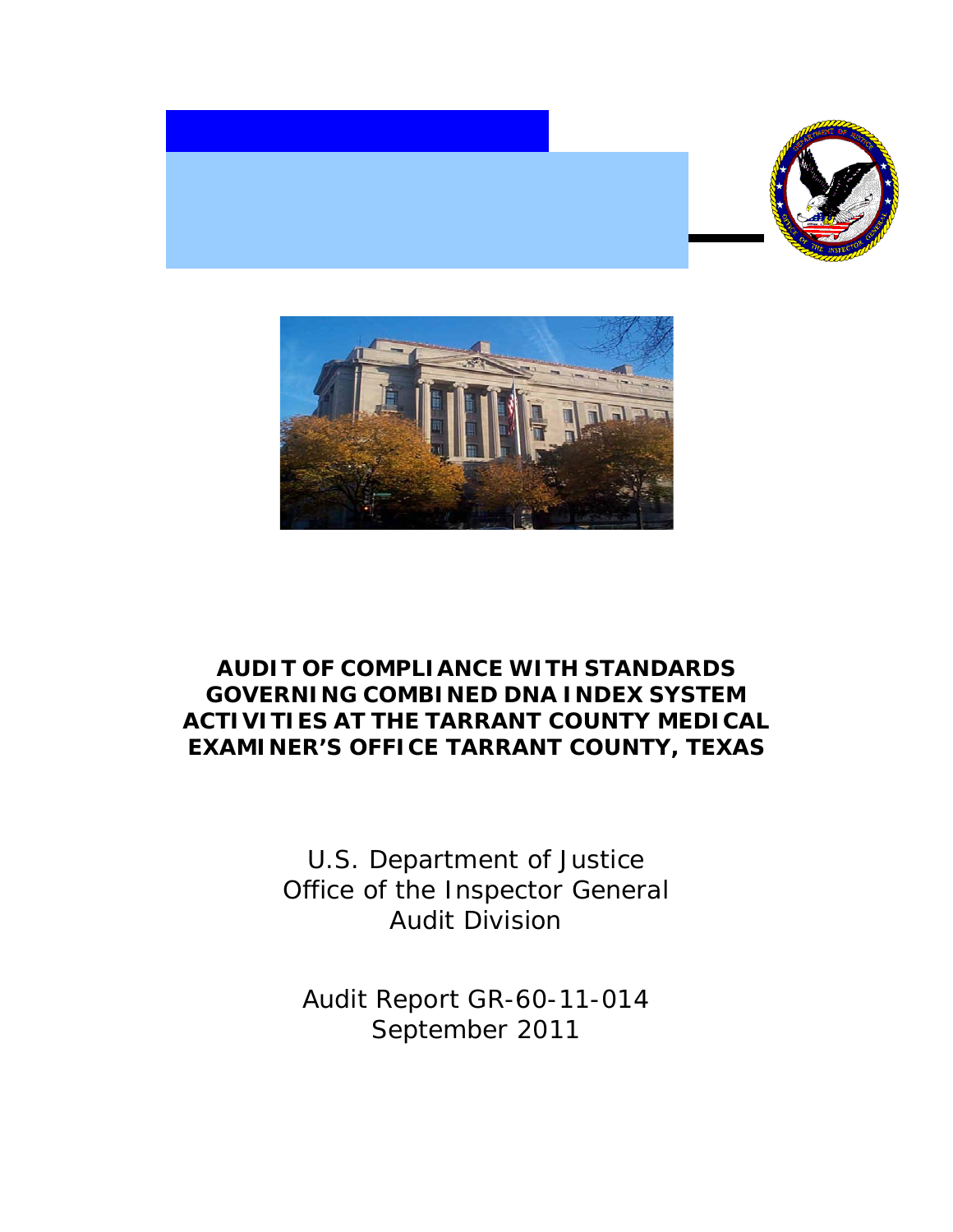# AUDIT OF COMPLIANCE WITH STANDARDS GOVERNING COMBINED DNA INDEX SYSTEM ACTIVITIES AT THE TARRANT COUNTY MEDICAL EXAMINER'S OFFICE TARRANT COUNTY, TEXAS

U.S. Department of Justice
Office of the Inspector General
Audit Division

Audit Report GR-60-11-014
September 2011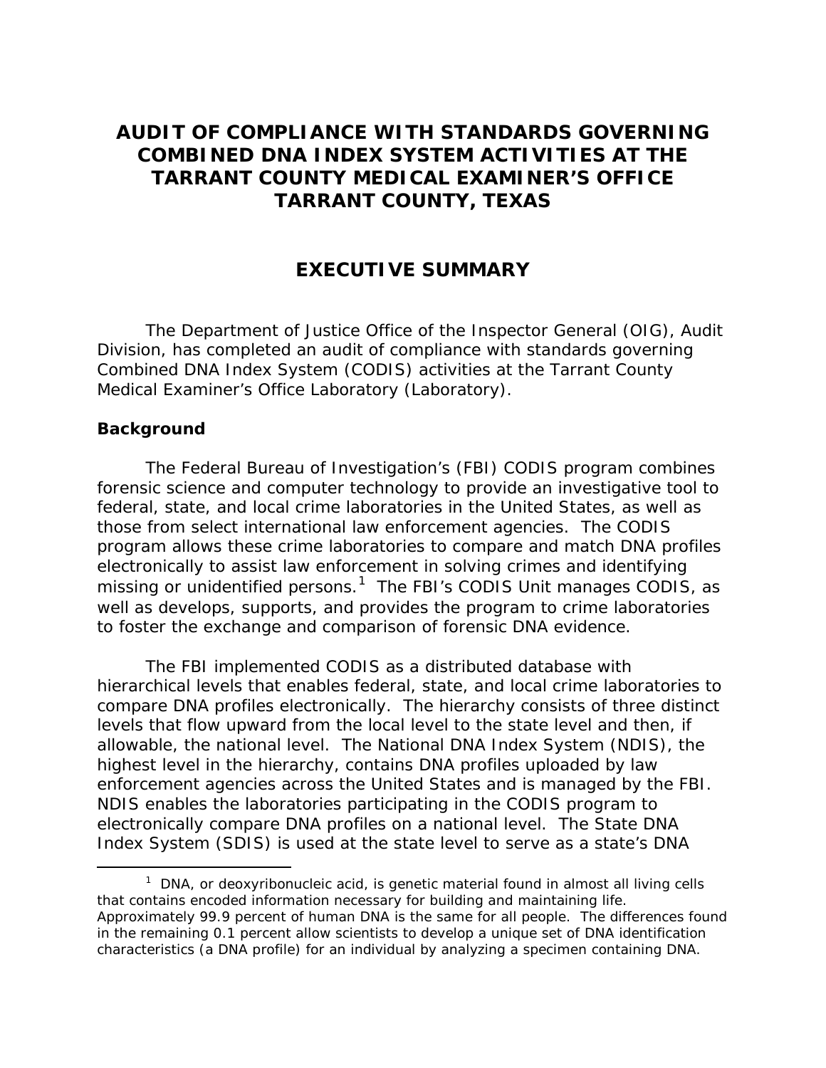# AUDIT OF COMPLIANCE WITH STANDARDS GOVERNING COMBINED DNA INDEX SYSTEM ACTIVITIES AT THE TARRANT COUNTY MEDICAL EXAMINER'S OFFICE TARRANT COUNTY, TEXAS

## EXECUTIVE SUMMARY

The Department of Justice Office of the Inspector General (OIG), Audit Division, has completed an audit of compliance with standards governing Combined DNA Index System (CODIS) activities at the Tarrant County Medical Examiner's Office Laboratory (Laboratory).

### Background

The Federal Bureau of Investigation's (FBI) CODIS program combines forensic science and computer technology to provide an investigative tool to federal, state, and local crime laboratories in the United States, as well as those from select international law enforcement agencies. The CODIS program allows these crime laboratories to compare and match DNA profiles electronically to assist law enforcement in solving crimes and identifying missing or unidentified persons.[1] The FBI's CODIS Unit manages CODIS, as well as develops, supports, and provides the program to crime laboratories to foster the exchange and comparison of forensic DNA evidence.

The FBI implemented CODIS as a distributed database with hierarchical levels that enables federal, state, and local crime laboratories to compare DNA profiles electronically. The hierarchy consists of three distinct levels that flow upward from the local level to the state level and then, if allowable, the national level. The National DNA Index System (NDIS), the highest level in the hierarchy, contains DNA profiles uploaded by law enforcement agencies across the United States and is managed by the FBI. NDIS enables the laboratories participating in the CODIS program to electronically compare DNA profiles on a national level. The State DNA Index System (SDIS) is used at the state level to serve as a state's DNA

[1] DNA, or deoxyribonucleic acid, is genetic material found in almost all living cells that contains encoded information necessary for building and maintaining life. Approximately 99.9 percent of human DNA is the same for all people. The differences found in the remaining 0.1 percent allow scientists to develop a unique set of DNA identification characteristics (a DNA profile) for an individual by analyzing a specimen containing DNA.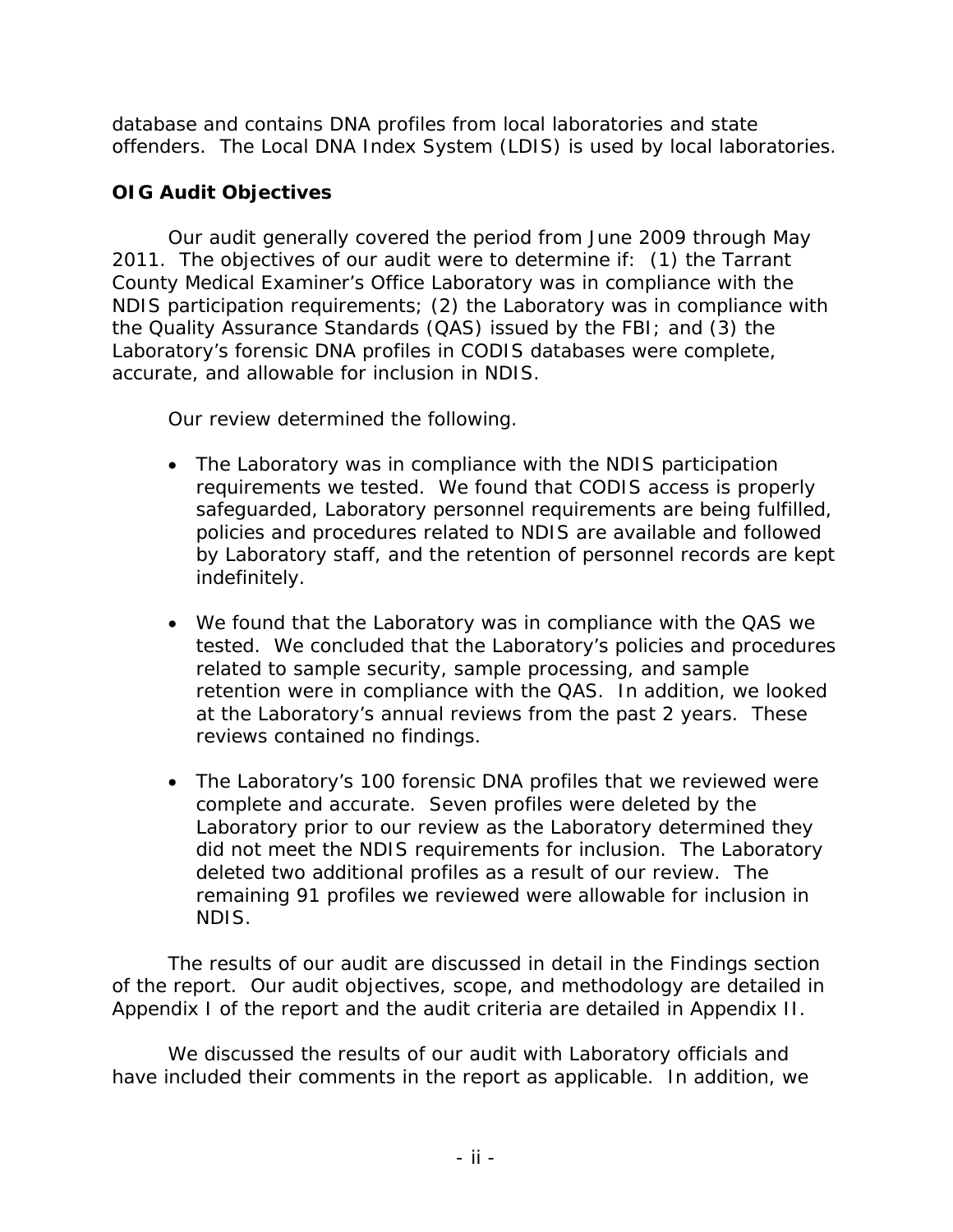database and contains DNA profiles from local laboratories and state offenders. The Local DNA Index System (LDIS) is used by local laboratories.

**OIG Audit Objectives**

Our audit generally covered the period from June 2009 through May 2011. The objectives of our audit were to determine if: (1) the Tarrant County Medical Examiner's Office Laboratory was in compliance with the NDIS participation requirements; (2) the Laboratory was in compliance with the Quality Assurance Standards (QAS) issued by the FBI; and (3) the Laboratory's forensic DNA profiles in CODIS databases were complete, accurate, and allowable for inclusion in NDIS.

Our review determined the following.

- The Laboratory was in compliance with the NDIS participation requirements we tested. We found that CODIS access is properly safeguarded, Laboratory personnel requirements are being fulfilled, policies and procedures related to NDIS are available and followed by Laboratory staff, and the retention of personnel records are kept indefinitely.

- We found that the Laboratory was in compliance with the QAS we tested. We concluded that the Laboratory's policies and procedures related to sample security, sample processing, and sample retention were in compliance with the QAS. In addition, we looked at the Laboratory's annual reviews from the past 2 years. These reviews contained no findings.

- The Laboratory's 100 forensic DNA profiles that we reviewed were complete and accurate. Seven profiles were deleted by the Laboratory prior to our review as the Laboratory determined they did not meet the NDIS requirements for inclusion. The Laboratory deleted two additional profiles as a result of our review. The remaining 91 profiles we reviewed were allowable for inclusion in NDIS.

The results of our audit are discussed in detail in the Findings section of the report. Our audit objectives, scope, and methodology are detailed in Appendix I of the report and the audit criteria are detailed in Appendix II.

We discussed the results of our audit with Laboratory officials and have included their comments in the report as applicable. In addition, we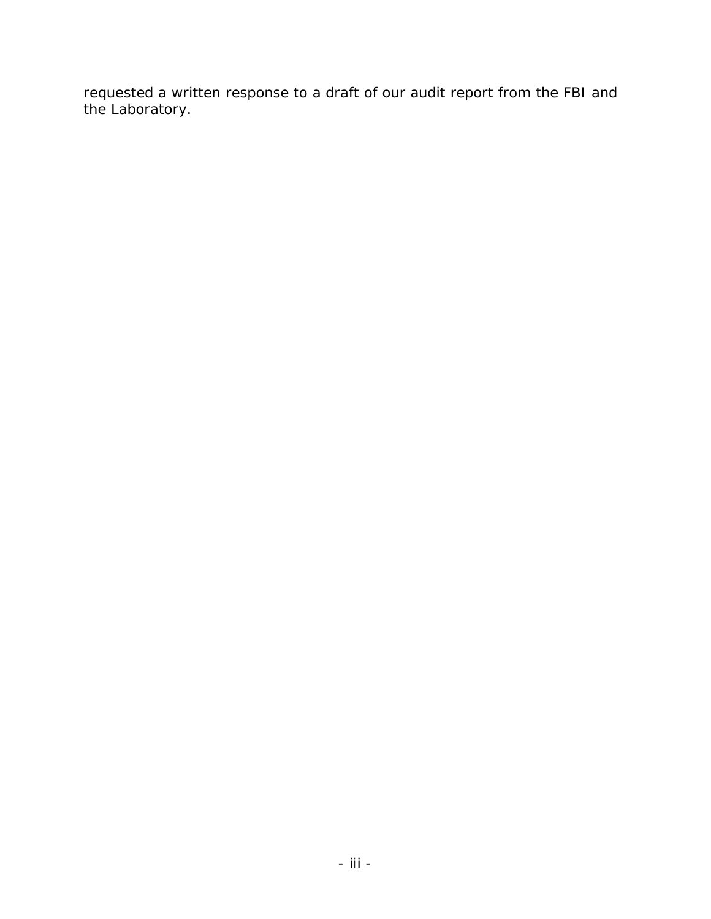requested a written response to a draft of our audit report from the FBI and the Laboratory.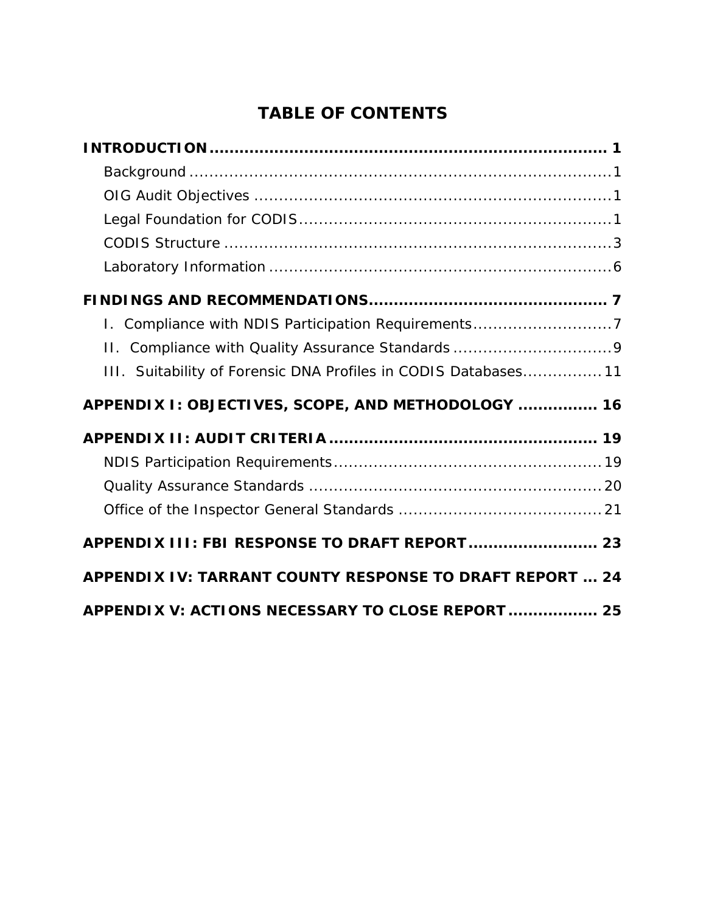# TABLE OF CONTENTS

**INTRODUCTION** ........................................................................ **1**

- Background ........................................................................ 1
- OIG Audit Objectives ........................................................................ 1
- Legal Foundation for CODIS ........................................................................ 1
- CODIS Structure ........................................................................ 3
- Laboratory Information ........................................................................ 6

**FINDINGS AND RECOMMENDATIONS** ........................................................................ **7**

- I. Compliance with NDIS Participation Requirements ........................................................................ 7
- II. Compliance with Quality Assurance Standards ........................................................................ 9
- III. Suitability of Forensic DNA Profiles in CODIS Databases ........................................................................ 11

**APPENDIX I: OBJECTIVES, SCOPE, AND METHODOLOGY** ........................................................................ **16**

**APPENDIX II: AUDIT CRITERIA** ........................................................................ **19**

- NDIS Participation Requirements ........................................................................ 19
- Quality Assurance Standards ........................................................................ 20
- Office of the Inspector General Standards ........................................................................ 21

**APPENDIX III: FBI RESPONSE TO DRAFT REPORT** ........................................................................ **23**

**APPENDIX IV: TARRANT COUNTY RESPONSE TO DRAFT REPORT** ... **24**

**APPENDIX V: ACTIONS NECESSARY TO CLOSE REPORT** ........................................................................ **25**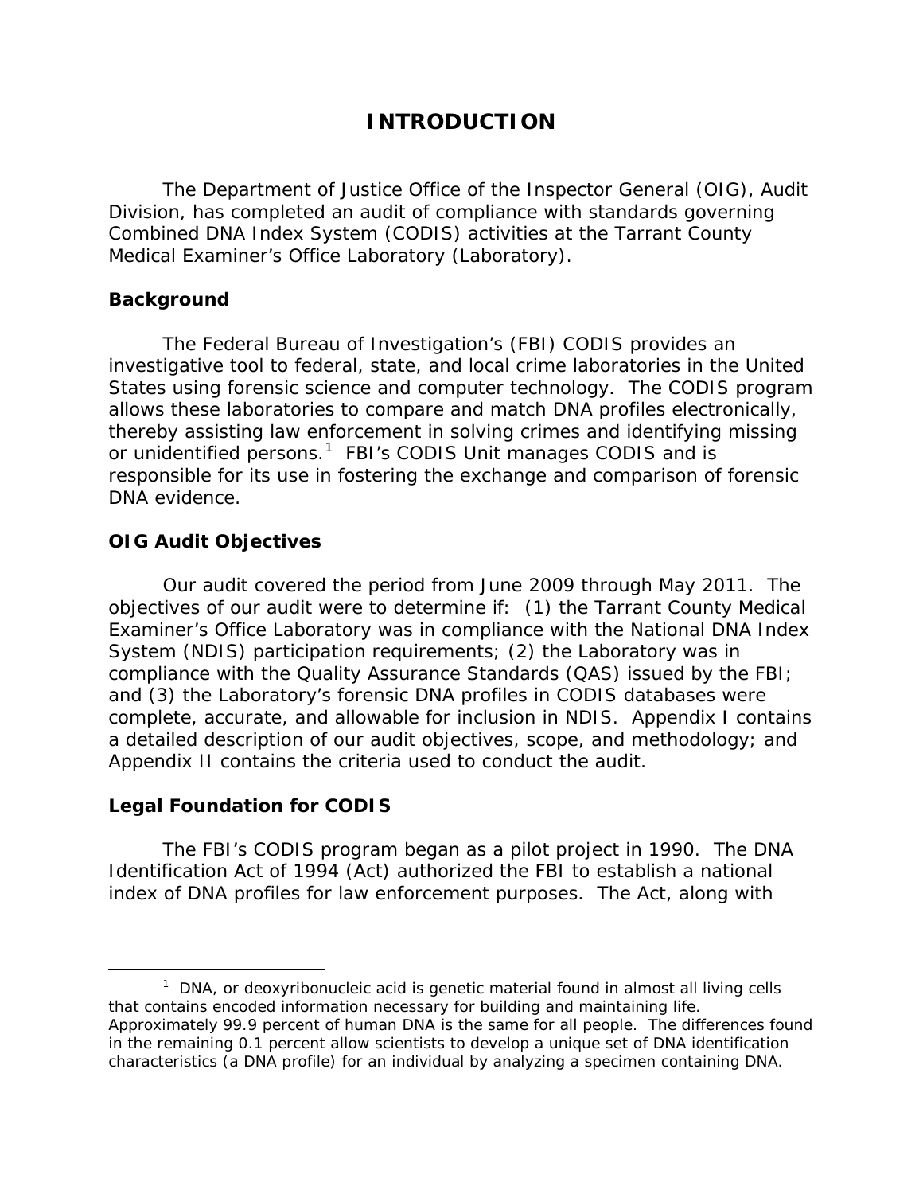# INTRODUCTION

The Department of Justice Office of the Inspector General (OIG), Audit Division, has completed an audit of compliance with standards governing Combined DNA Index System (CODIS) activities at the Tarrant County Medical Examiner's Office Laboratory (Laboratory).

## Background

The Federal Bureau of Investigation's (FBI) CODIS provides an investigative tool to federal, state, and local crime laboratories in the United States using forensic science and computer technology. The CODIS program allows these laboratories to compare and match DNA profiles electronically, thereby assisting law enforcement in solving crimes and identifying missing or unidentified persons.[1] FBI's CODIS Unit manages CODIS and is responsible for its use in fostering the exchange and comparison of forensic DNA evidence.

## OIG Audit Objectives

Our audit covered the period from June 2009 through May 2011. The objectives of our audit were to determine if: (1) the Tarrant County Medical Examiner's Office Laboratory was in compliance with the National DNA Index System (NDIS) participation requirements; (2) the Laboratory was in compliance with the Quality Assurance Standards (QAS) issued by the FBI; and (3) the Laboratory's forensic DNA profiles in CODIS databases were complete, accurate, and allowable for inclusion in NDIS. Appendix I contains a detailed description of our audit objectives, scope, and methodology; and Appendix II contains the criteria used to conduct the audit.

## Legal Foundation for CODIS

The FBI's CODIS program began as a pilot project in 1990. The DNA Identification Act of 1994 (Act) authorized the FBI to establish a national index of DNA profiles for law enforcement purposes. The Act, along with

---

[1] DNA, or deoxyribonucleic acid is genetic material found in almost all living cells that contains encoded information necessary for building and maintaining life. Approximately 99.9 percent of human DNA is the same for all people. The differences found in the remaining 0.1 percent allow scientists to develop a unique set of DNA identification characteristics (a DNA profile) for an individual by analyzing a specimen containing DNA.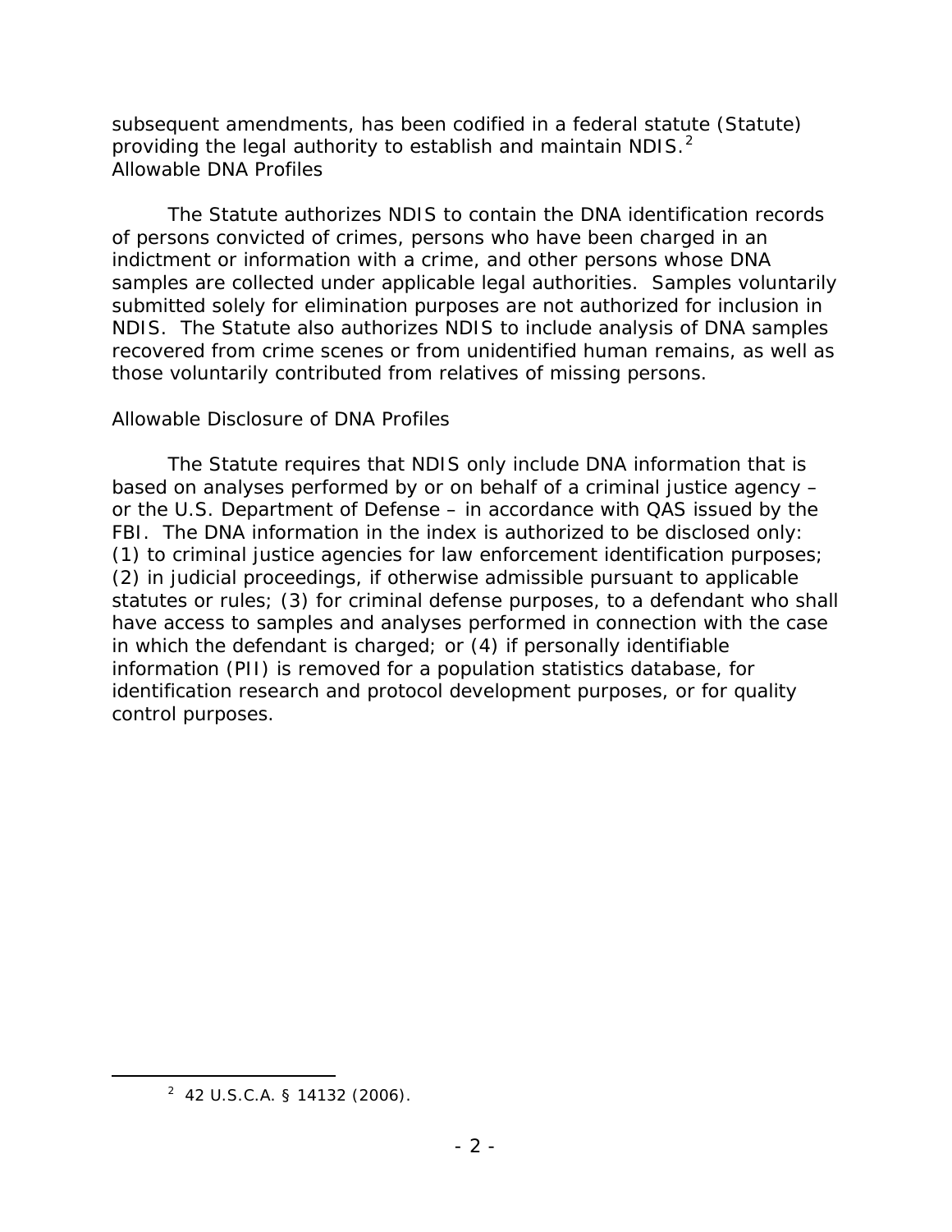subsequent amendments, has been codified in a federal statute (Statute) providing the legal authority to establish and maintain NDIS.[2]

### Allowable DNA Profiles

The Statute authorizes NDIS to contain the DNA identification records of persons convicted of crimes, persons who have been charged in an indictment or information with a crime, and other persons whose DNA samples are collected under applicable legal authorities. Samples voluntarily submitted solely for elimination purposes are not authorized for inclusion in NDIS. The Statute also authorizes NDIS to include analysis of DNA samples recovered from crime scenes or from unidentified human remains, as well as those voluntarily contributed from relatives of missing persons.

### Allowable Disclosure of DNA Profiles

The Statute requires that NDIS only include DNA information that is based on analyses performed by or on behalf of a criminal justice agency – or the U.S. Department of Defense – in accordance with QAS issued by the FBI. The DNA information in the index is authorized to be disclosed only: (1) to criminal justice agencies for law enforcement identification purposes; (2) in judicial proceedings, if otherwise admissible pursuant to applicable statutes or rules; (3) for criminal defense purposes, to a defendant who shall have access to samples and analyses performed in connection with the case in which the defendant is charged; or (4) if personally identifiable information (PII) is removed for a population statistics database, for identification research and protocol development purposes, or for quality control purposes.

---

[2] 42 U.S.C.A. § 14132 (2006).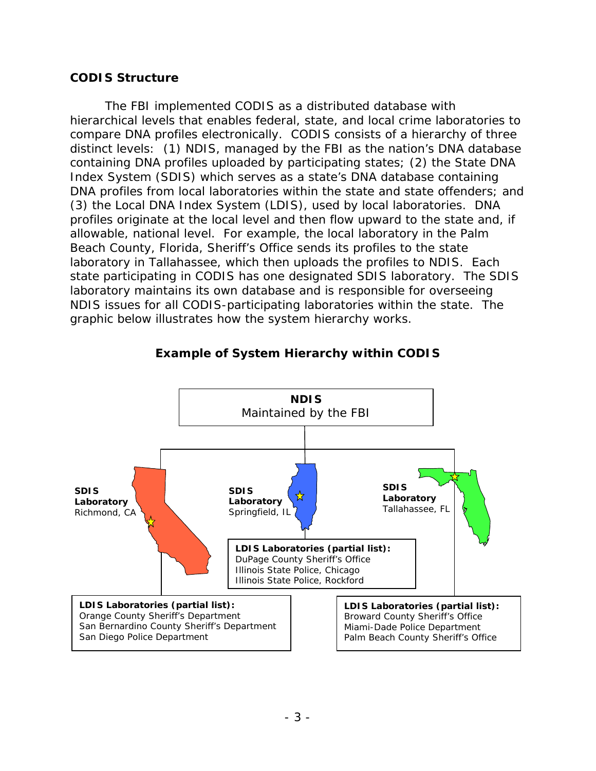## CODIS Structure

The FBI implemented CODIS as a distributed database with hierarchical levels that enables federal, state, and local crime laboratories to compare DNA profiles electronically. CODIS consists of a hierarchy of three distinct levels: (1) NDIS, managed by the FBI as the nation's DNA database containing DNA profiles uploaded by participating states; (2) the State DNA Index System (SDIS) which serves as a state's DNA database containing DNA profiles from local laboratories within the state and state offenders; and (3) the Local DNA Index System (LDIS), used by local laboratories. DNA profiles originate at the local level and then flow upward to the state and, if allowable, national level. For example, the local laboratory in the Palm Beach County, Florida, Sheriff's Office sends its profiles to the state laboratory in Tallahassee, which then uploads the profiles to NDIS. Each state participating in CODIS has one designated SDIS laboratory. The SDIS laboratory maintains its own database and is responsible for overseeing NDIS issues for all CODIS-participating laboratories within the state. The graphic below illustrates how the system hierarchy works.

### Example of System Hierarchy within CODIS

**NDIS**
Maintained by the FBI

**SDIS Laboratory**
Richmond, CA

**LDIS Laboratories (partial list):**
Orange County Sheriff's Department
San Bernardino County Sheriff's Department
San Diego Police Department

**SDIS Laboratory**
Springfield, IL

**LDIS Laboratories (partial list):**
DuPage County Sheriff's Office
Illinois State Police, Chicago
Illinois State Police, Rockford

**SDIS Laboratory**
Tallahassee, FL

**LDIS Laboratories (partial list):**
Broward County Sheriff's Office
Miami-Dade Police Department
Palm Beach County Sheriff's Office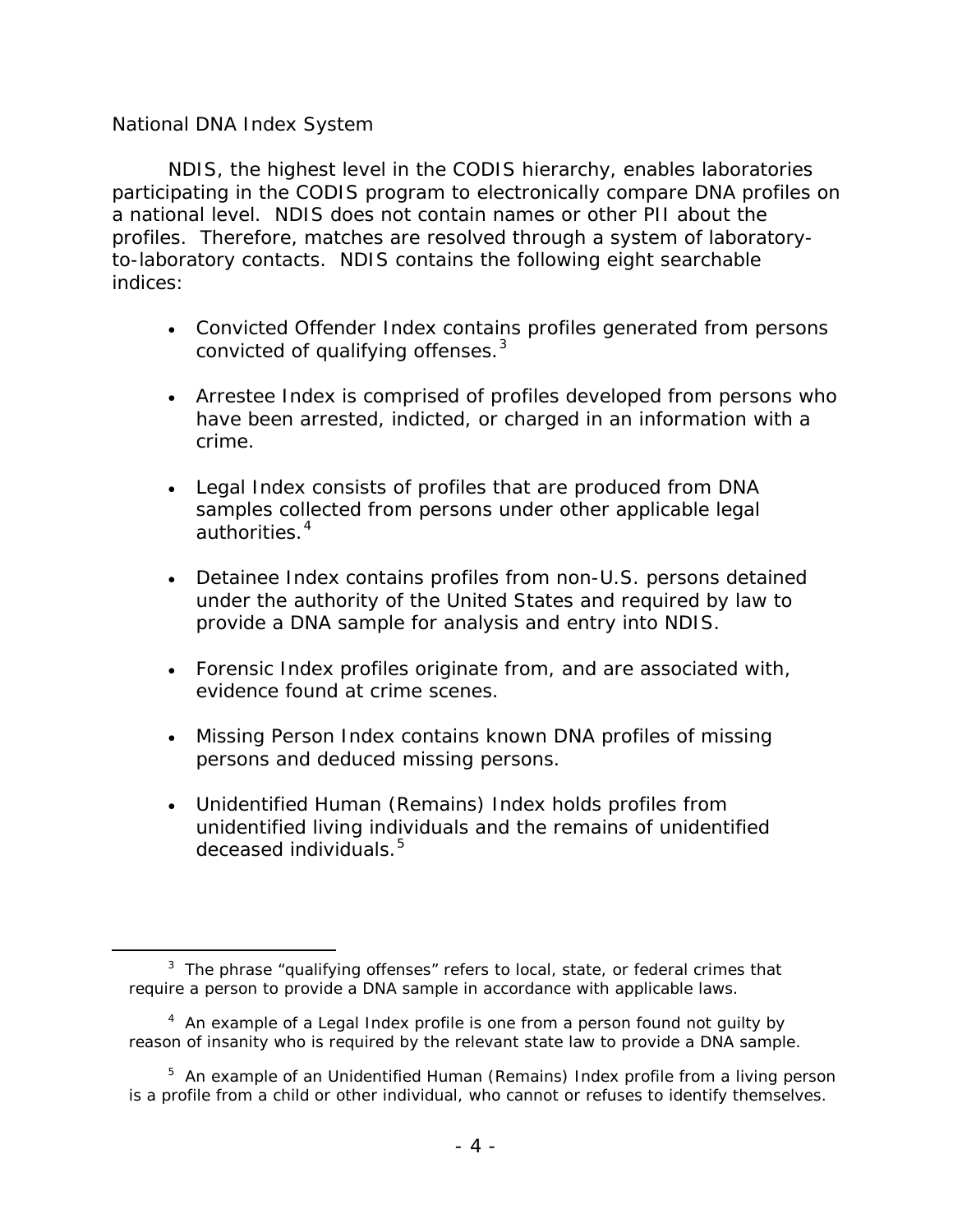*National DNA Index System*

NDIS, the highest level in the CODIS hierarchy, enables laboratories participating in the CODIS program to electronically compare DNA profiles on a national level. NDIS does not contain names or other PII about the profiles. Therefore, matches are resolved through a system of laboratory-to-laboratory contacts. NDIS contains the following eight searchable indices:

- Convicted Offender Index contains profiles generated from persons convicted of qualifying offenses.[3]
- Arrestee Index is comprised of profiles developed from persons who have been arrested, indicted, or charged in an information with a crime.
- Legal Index consists of profiles that are produced from DNA samples collected from persons under other applicable legal authorities.[4]
- Detainee Index contains profiles from non-U.S. persons detained under the authority of the United States and required by law to provide a DNA sample for analysis and entry into NDIS.
- Forensic Index profiles originate from, and are associated with, evidence found at crime scenes.
- Missing Person Index contains known DNA profiles of missing persons and deduced missing persons.
- Unidentified Human (Remains) Index holds profiles from unidentified living individuals and the remains of unidentified deceased individuals.[5]

---

[3] The phrase "qualifying offenses" refers to local, state, or federal crimes that require a person to provide a DNA sample in accordance with applicable laws.

[4] An example of a Legal Index profile is one from a person found not guilty by reason of insanity who is required by the relevant state law to provide a DNA sample.

[5] An example of an Unidentified Human (Remains) Index profile from a living person is a profile from a child or other individual, who cannot or refuses to identify themselves.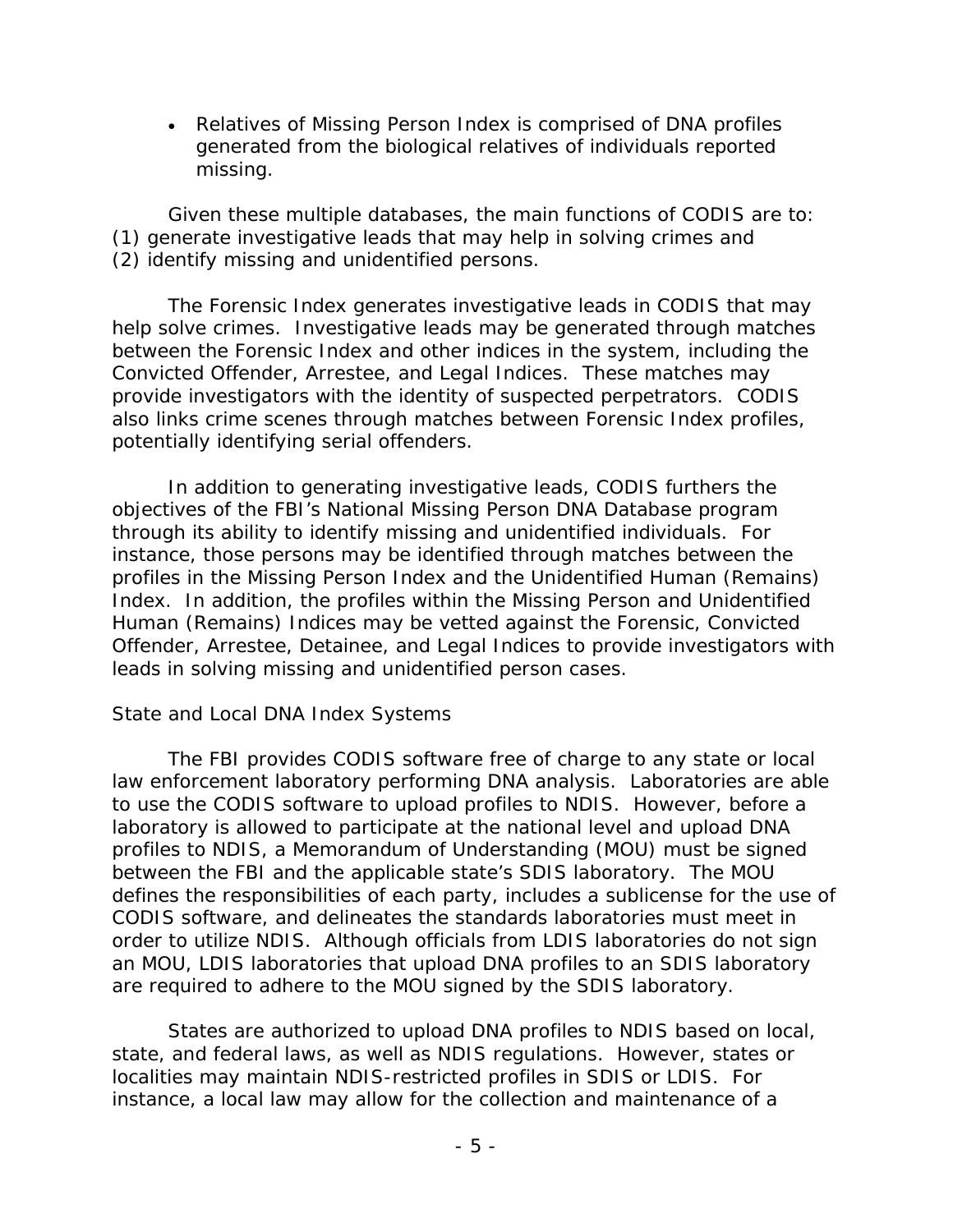- Relatives of Missing Person Index is comprised of DNA profiles generated from the biological relatives of individuals reported missing.

Given these multiple databases, the main functions of CODIS are to: (1) generate investigative leads that may help in solving crimes and (2) identify missing and unidentified persons.

The Forensic Index generates investigative leads in CODIS that may help solve crimes. Investigative leads may be generated through matches between the Forensic Index and other indices in the system, including the Convicted Offender, Arrestee, and Legal Indices. These matches may provide investigators with the identity of suspected perpetrators. CODIS also links crime scenes through matches between Forensic Index profiles, potentially identifying serial offenders.

In addition to generating investigative leads, CODIS furthers the objectives of the FBI's National Missing Person DNA Database program through its ability to identify missing and unidentified individuals. For instance, those persons may be identified through matches between the profiles in the Missing Person Index and the Unidentified Human (Remains) Index. In addition, the profiles within the Missing Person and Unidentified Human (Remains) Indices may be vetted against the Forensic, Convicted Offender, Arrestee, Detainee, and Legal Indices to provide investigators with leads in solving missing and unidentified person cases.

State and Local DNA Index Systems

The FBI provides CODIS software free of charge to any state or local law enforcement laboratory performing DNA analysis. Laboratories are able to use the CODIS software to upload profiles to NDIS. However, before a laboratory is allowed to participate at the national level and upload DNA profiles to NDIS, a Memorandum of Understanding (MOU) must be signed between the FBI and the applicable state's SDIS laboratory. The MOU defines the responsibilities of each party, includes a sublicense for the use of CODIS software, and delineates the standards laboratories must meet in order to utilize NDIS. Although officials from LDIS laboratories do not sign an MOU, LDIS laboratories that upload DNA profiles to an SDIS laboratory are required to adhere to the MOU signed by the SDIS laboratory.

States are authorized to upload DNA profiles to NDIS based on local, state, and federal laws, as well as NDIS regulations. However, states or localities may maintain NDIS-restricted profiles in SDIS or LDIS. For instance, a local law may allow for the collection and maintenance of a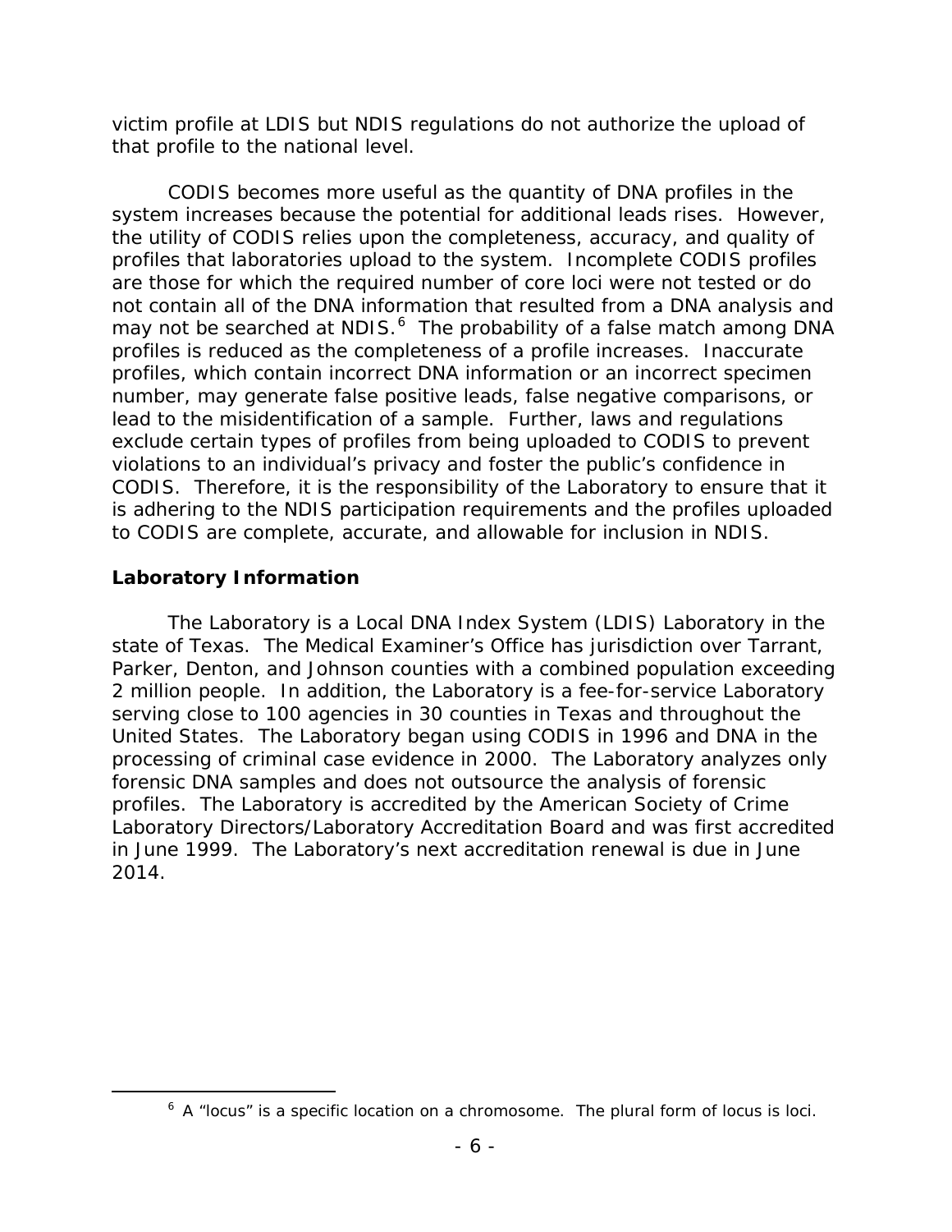victim profile at LDIS but NDIS regulations do not authorize the upload of that profile to the national level.

CODIS becomes more useful as the quantity of DNA profiles in the system increases because the potential for additional leads rises. However, the utility of CODIS relies upon the completeness, accuracy, and quality of profiles that laboratories upload to the system. Incomplete CODIS profiles are those for which the required number of core loci were not tested or do not contain all of the DNA information that resulted from a DNA analysis and may not be searched at NDIS.[6] The probability of a false match among DNA profiles is reduced as the completeness of a profile increases. Inaccurate profiles, which contain incorrect DNA information or an incorrect specimen number, may generate false positive leads, false negative comparisons, or lead to the misidentification of a sample. Further, laws and regulations exclude certain types of profiles from being uploaded to CODIS to prevent violations to an individual's privacy and foster the public's confidence in CODIS. Therefore, it is the responsibility of the Laboratory to ensure that it is adhering to the NDIS participation requirements and the profiles uploaded to CODIS are complete, accurate, and allowable for inclusion in NDIS.

## Laboratory Information

The Laboratory is a Local DNA Index System (LDIS) Laboratory in the state of Texas. The Medical Examiner's Office has jurisdiction over Tarrant, Parker, Denton, and Johnson counties with a combined population exceeding 2 million people. In addition, the Laboratory is a fee-for-service Laboratory serving close to 100 agencies in 30 counties in Texas and throughout the United States. The Laboratory began using CODIS in 1996 and DNA in the processing of criminal case evidence in 2000. The Laboratory analyzes only forensic DNA samples and does not outsource the analysis of forensic profiles. The Laboratory is accredited by the American Society of Crime Laboratory Directors/Laboratory Accreditation Board and was first accredited in June 1999. The Laboratory's next accreditation renewal is due in June 2014.

[6] A "locus" is a specific location on a chromosome. The plural form of locus is loci.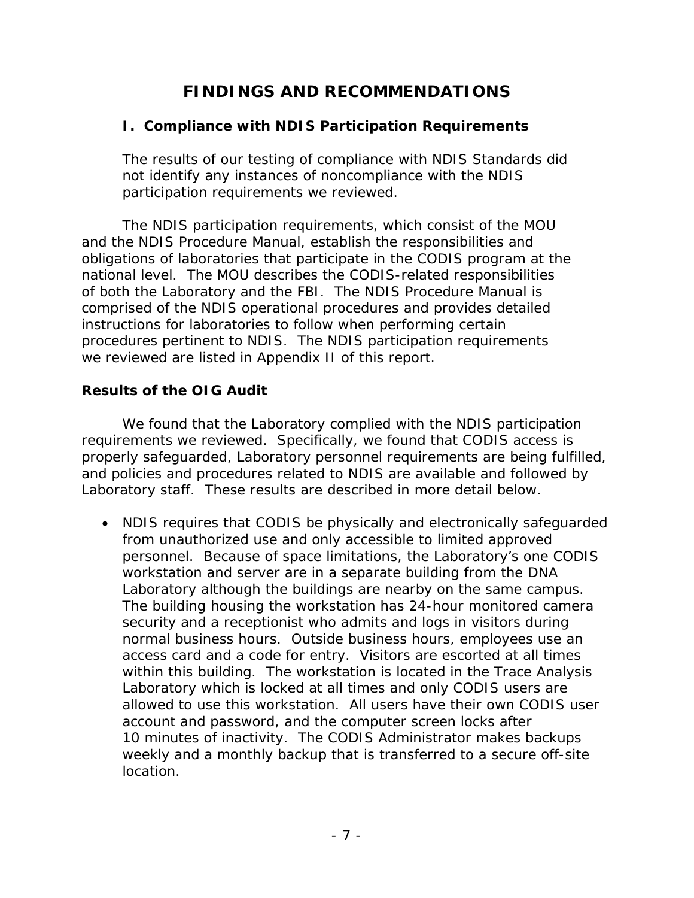# FINDINGS AND RECOMMENDATIONS

## I. Compliance with NDIS Participation Requirements

**The results of our testing of compliance with NDIS Standards did not identify any instances of noncompliance with the NDIS participation requirements we reviewed.**

The NDIS participation requirements, which consist of the MOU and the NDIS Procedure Manual, establish the responsibilities and obligations of laboratories that participate in the CODIS program at the national level. The MOU describes the CODIS-related responsibilities of both the Laboratory and the FBI. The NDIS Procedure Manual is comprised of the NDIS operational procedures and provides detailed instructions for laboratories to follow when performing certain procedures pertinent to NDIS. The NDIS participation requirements we reviewed are listed in Appendix II of this report.

### Results of the OIG Audit

We found that the Laboratory complied with the NDIS participation requirements we reviewed. Specifically, we found that CODIS access is properly safeguarded, Laboratory personnel requirements are being fulfilled, and policies and procedures related to NDIS are available and followed by Laboratory staff. These results are described in more detail below.

- NDIS requires that CODIS be physically and electronically safeguarded from unauthorized use and only accessible to limited approved personnel. Because of space limitations, the Laboratory's one CODIS workstation and server are in a separate building from the DNA Laboratory although the buildings are nearby on the same campus. The building housing the workstation has 24-hour monitored camera security and a receptionist who admits and logs in visitors during normal business hours. Outside business hours, employees use an access card and a code for entry. Visitors are escorted at all times within this building. The workstation is located in the Trace Analysis Laboratory which is locked at all times and only CODIS users are allowed to use this workstation. All users have their own CODIS user account and password, and the computer screen locks after 10 minutes of inactivity. The CODIS Administrator makes backups weekly and a monthly backup that is transferred to a secure off-site location.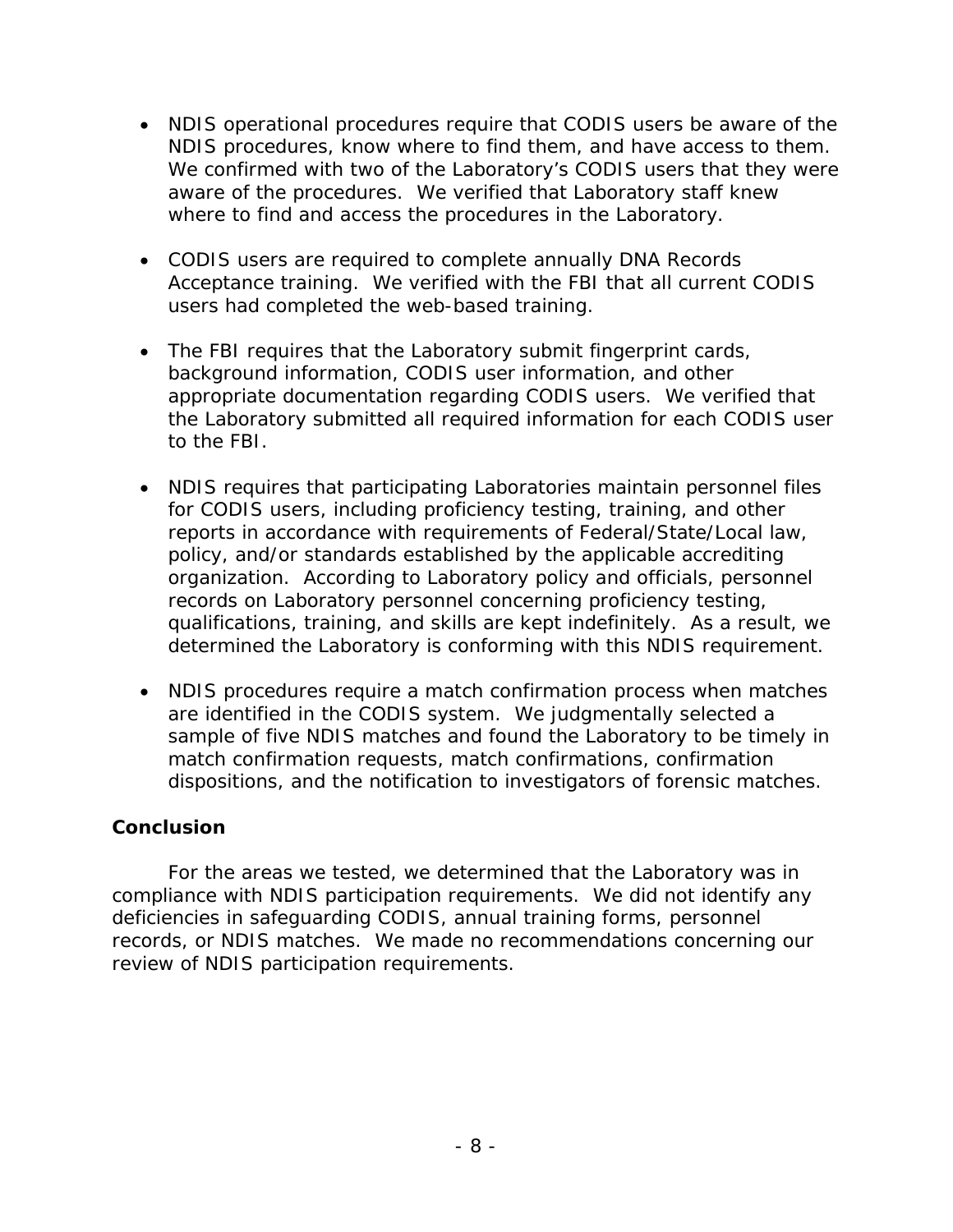- NDIS operational procedures require that CODIS users be aware of the NDIS procedures, know where to find them, and have access to them. We confirmed with two of the Laboratory's CODIS users that they were aware of the procedures. We verified that Laboratory staff knew where to find and access the procedures in the Laboratory.

- CODIS users are required to complete annually DNA Records Acceptance training. We verified with the FBI that all current CODIS users had completed the web-based training.

- The FBI requires that the Laboratory submit fingerprint cards, background information, CODIS user information, and other appropriate documentation regarding CODIS users. We verified that the Laboratory submitted all required information for each CODIS user to the FBI.

- NDIS requires that participating Laboratories maintain personnel files for CODIS users, including proficiency testing, training, and other reports in accordance with requirements of Federal/State/Local law, policy, and/or standards established by the applicable accrediting organization. According to Laboratory policy and officials, personnel records on Laboratory personnel concerning proficiency testing, qualifications, training, and skills are kept indefinitely. As a result, we determined the Laboratory is conforming with this NDIS requirement.

- NDIS procedures require a match confirmation process when matches are identified in the CODIS system. We judgmentally selected a sample of five NDIS matches and found the Laboratory to be timely in match confirmation requests, match confirmations, confirmation dispositions, and the notification to investigators of forensic matches.

## Conclusion

For the areas we tested, we determined that the Laboratory was in compliance with NDIS participation requirements. We did not identify any deficiencies in safeguarding CODIS, annual training forms, personnel records, or NDIS matches. We made no recommendations concerning our review of NDIS participation requirements.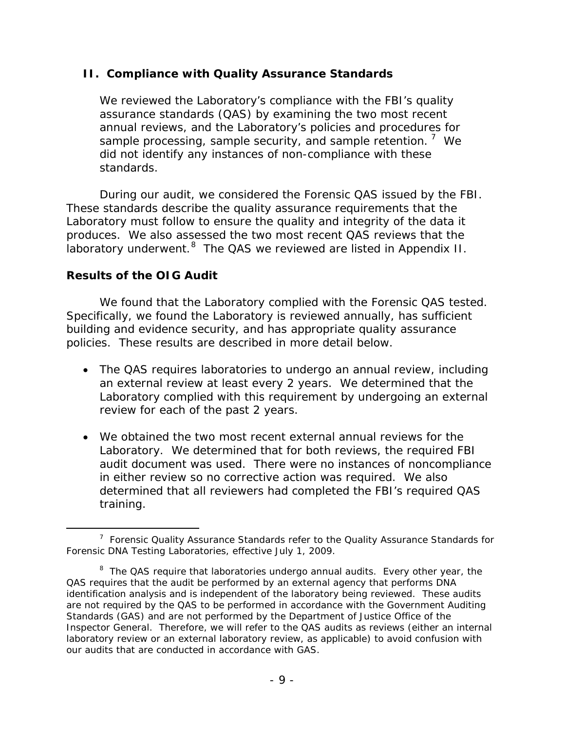## II. Compliance with Quality Assurance Standards

We reviewed the Laboratory's compliance with the FBI's quality assurance standards (QAS) by examining the two most recent annual reviews, and the Laboratory's policies and procedures for sample processing, sample security, and sample retention. [7] We did not identify any instances of non-compliance with these standards.

During our audit, we considered the Forensic QAS issued by the FBI. These standards describe the quality assurance requirements that the Laboratory must follow to ensure the quality and integrity of the data it produces. We also assessed the two most recent QAS reviews that the laboratory underwent.[8] The QAS we reviewed are listed in Appendix II.

### Results of the OIG Audit

We found that the Laboratory complied with the Forensic QAS tested. Specifically, we found the Laboratory is reviewed annually, has sufficient building and evidence security, and has appropriate quality assurance policies. These results are described in more detail below.

- The QAS requires laboratories to undergo an annual review, including an external review at least every 2 years. We determined that the Laboratory complied with this requirement by undergoing an external review for each of the past 2 years.
- We obtained the two most recent external annual reviews for the Laboratory. We determined that for both reviews, the required FBI audit document was used. There were no instances of noncompliance in either review so no corrective action was required. We also determined that all reviewers had completed the FBI's required QAS training.

---

[7] Forensic Quality Assurance Standards refer to the Quality Assurance Standards for Forensic DNA Testing Laboratories, effective July 1, 2009.

[8] The QAS require that laboratories undergo annual audits. Every other year, the QAS requires that the audit be performed by an external agency that performs DNA identification analysis and is independent of the laboratory being reviewed. These audits are not required by the QAS to be performed in accordance with the Government Auditing Standards (GAS) and are not performed by the Department of Justice Office of the Inspector General. Therefore, we will refer to the QAS audits as reviews (either an internal laboratory review or an external laboratory review, as applicable) to avoid confusion with our audits that are conducted in accordance with GAS.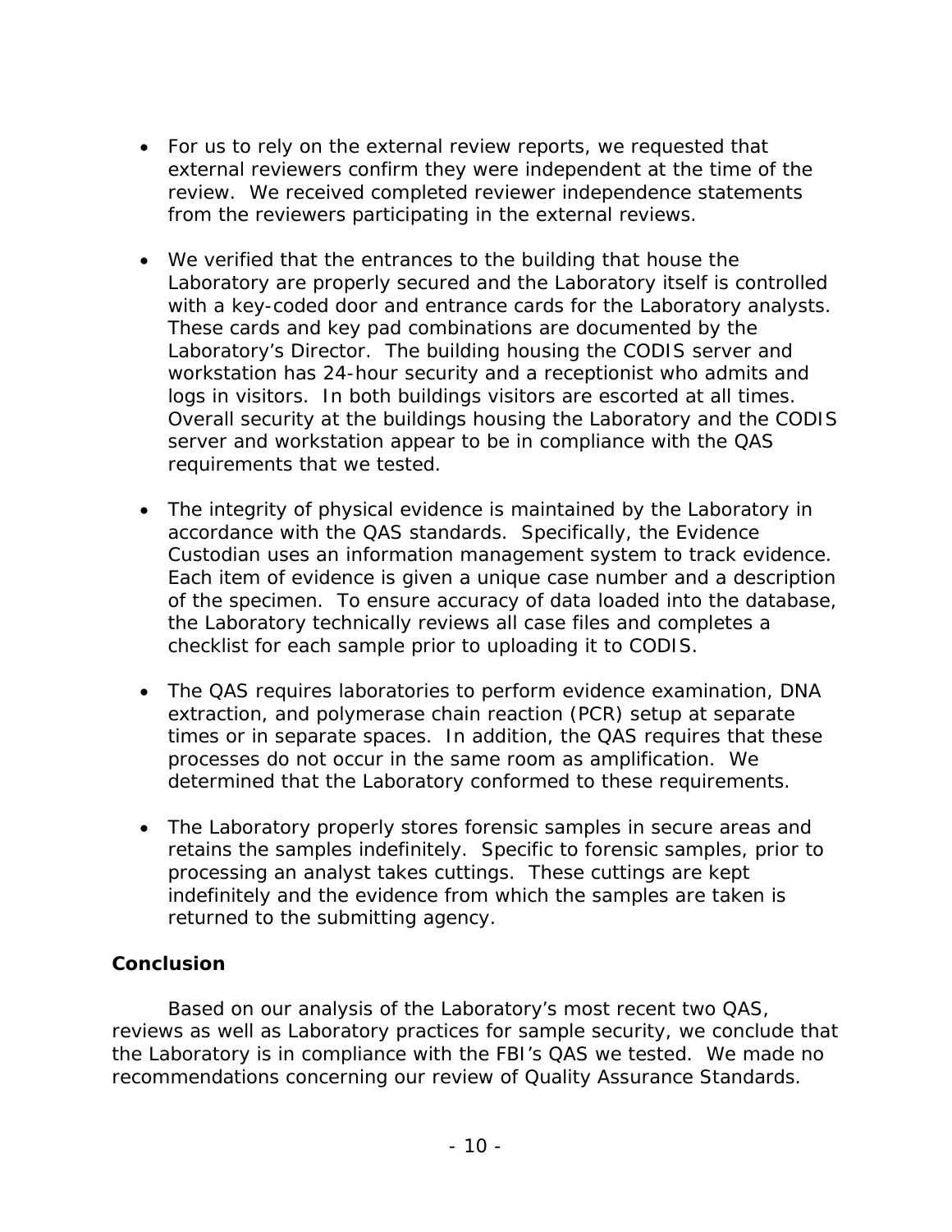- For us to rely on the external review reports, we requested that external reviewers confirm they were independent at the time of the review. We received completed reviewer independence statements from the reviewers participating in the external reviews.

- We verified that the entrances to the building that house the Laboratory are properly secured and the Laboratory itself is controlled with a key-coded door and entrance cards for the Laboratory analysts. These cards and key pad combinations are documented by the Laboratory's Director. The building housing the CODIS server and workstation has 24-hour security and a receptionist who admits and logs in visitors. In both buildings visitors are escorted at all times. Overall security at the buildings housing the Laboratory and the CODIS server and workstation appear to be in compliance with the QAS requirements that we tested.

- The integrity of physical evidence is maintained by the Laboratory in accordance with the QAS standards. Specifically, the Evidence Custodian uses an information management system to track evidence. Each item of evidence is given a unique case number and a description of the specimen. To ensure accuracy of data loaded into the database, the Laboratory technically reviews all case files and completes a checklist for each sample prior to uploading it to CODIS.

- The QAS requires laboratories to perform evidence examination, DNA extraction, and polymerase chain reaction (PCR) setup at separate times or in separate spaces. In addition, the QAS requires that these processes do not occur in the same room as amplification. We determined that the Laboratory conformed to these requirements.

- The Laboratory properly stores forensic samples in secure areas and retains the samples indefinitely. Specific to forensic samples, prior to processing an analyst takes cuttings. These cuttings are kept indefinitely and the evidence from which the samples are taken is returned to the submitting agency.

## Conclusion

Based on our analysis of the Laboratory's most recent two QAS, reviews as well as Laboratory practices for sample security, we conclude that the Laboratory is in compliance with the FBI's QAS we tested. We made no recommendations concerning our review of Quality Assurance Standards.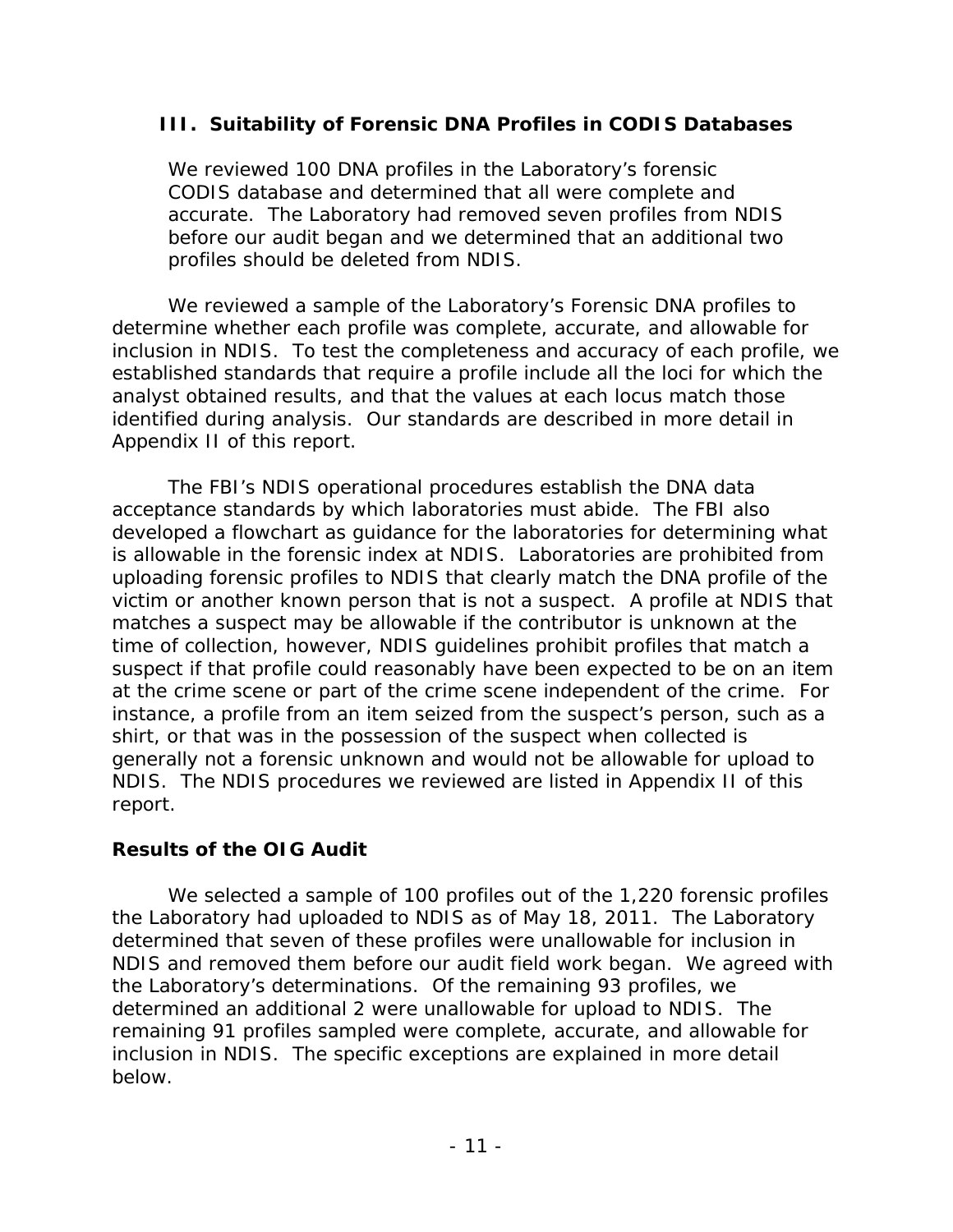## III. Suitability of Forensic DNA Profiles in CODIS Databases

We reviewed 100 DNA profiles in the Laboratory's forensic CODIS database and determined that all were complete and accurate. The Laboratory had removed seven profiles from NDIS before our audit began and we determined that an additional two profiles should be deleted from NDIS.

We reviewed a sample of the Laboratory's Forensic DNA profiles to determine whether each profile was complete, accurate, and allowable for inclusion in NDIS. To test the completeness and accuracy of each profile, we established standards that require a profile include all the loci for which the analyst obtained results, and that the values at each locus match those identified during analysis. Our standards are described in more detail in Appendix II of this report.

The FBI's NDIS operational procedures establish the DNA data acceptance standards by which laboratories must abide. The FBI also developed a flowchart as guidance for the laboratories for determining what is allowable in the forensic index at NDIS. Laboratories are prohibited from uploading forensic profiles to NDIS that clearly match the DNA profile of the victim or another known person that is not a suspect. A profile at NDIS that matches a suspect may be allowable if the contributor is unknown at the time of collection, however, NDIS guidelines prohibit profiles that match a suspect if that profile could reasonably have been expected to be on an item at the crime scene or part of the crime scene independent of the crime. For instance, a profile from an item seized from the suspect's person, such as a shirt, or that was in the possession of the suspect when collected is generally not a forensic unknown and would not be allowable for upload to NDIS. The NDIS procedures we reviewed are listed in Appendix II of this report.

### Results of the OIG Audit

We selected a sample of 100 profiles out of the 1,220 forensic profiles the Laboratory had uploaded to NDIS as of May 18, 2011. The Laboratory determined that seven of these profiles were unallowable for inclusion in NDIS and removed them before our audit field work began. We agreed with the Laboratory's determinations. Of the remaining 93 profiles, we determined an additional 2 were unallowable for upload to NDIS. The remaining 91 profiles sampled were complete, accurate, and allowable for inclusion in NDIS. The specific exceptions are explained in more detail below.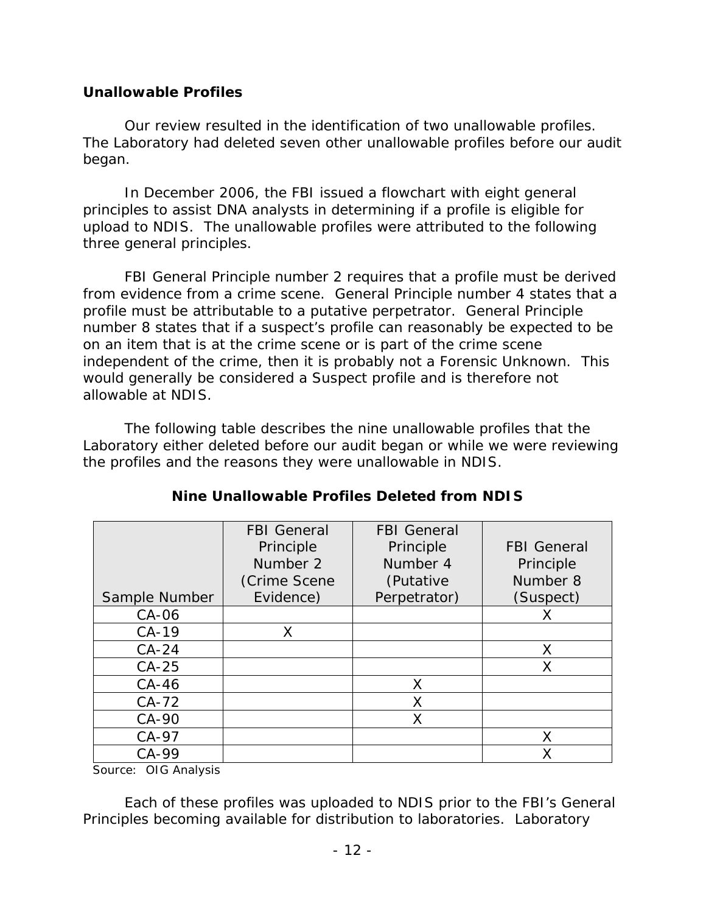### Unallowable Profiles

Our review resulted in the identification of two unallowable profiles. The Laboratory had deleted seven other unallowable profiles before our audit began.

In December 2006, the FBI issued a flowchart with eight general principles to assist DNA analysts in determining if a profile is eligible for upload to NDIS. The unallowable profiles were attributed to the following three general principles.

FBI General Principle number 2 requires that a profile must be derived from evidence from a crime scene. General Principle number 4 states that a profile must be attributable to a putative perpetrator. General Principle number 8 states that if a suspect's profile can reasonably be expected to be on an item that is at the crime scene or is part of the crime scene independent of the crime, then it is probably not a Forensic Unknown. This would generally be considered a Suspect profile and is therefore not allowable at NDIS.

The following table describes the nine unallowable profiles that the Laboratory either deleted before our audit began or while we were reviewing the profiles and the reasons they were unallowable in NDIS.

**Nine Unallowable Profiles Deleted from NDIS**

| Sample Number | FBI General Principle Number 2 (Crime Scene Evidence) | FBI General Principle Number 4 (Putative Perpetrator) | FBI General Principle Number 8 (Suspect) |
|---|---|---|---|
| CA-06 | | | X |
| CA-19 | X | | |
| CA-24 | | | X |
| CA-25 | | | X |
| CA-46 | | X | |
| CA-72 | | X | |
| CA-90 | | X | |
| CA-97 | | | X |
| CA-99 | | | X |

Source: OIG Analysis

Each of these profiles was uploaded to NDIS prior to the FBI's General Principles becoming available for distribution to laboratories. Laboratory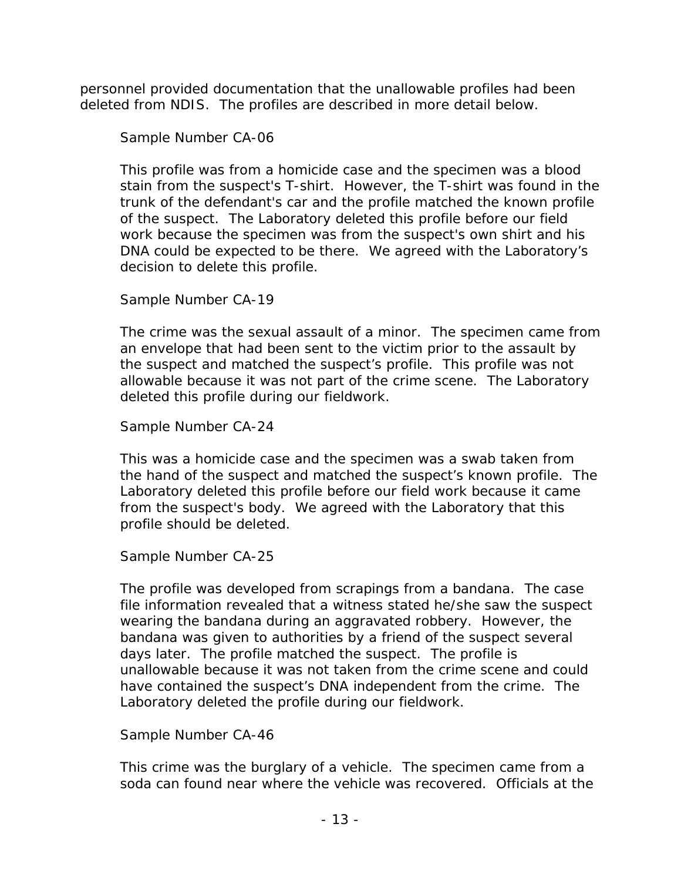personnel provided documentation that the unallowable profiles had been deleted from NDIS. The profiles are described in more detail below.

Sample Number CA-06

This profile was from a homicide case and the specimen was a blood stain from the suspect's T-shirt. However, the T-shirt was found in the trunk of the defendant's car and the profile matched the known profile of the suspect. The Laboratory deleted this profile before our field work because the specimen was from the suspect's own shirt and his DNA could be expected to be there. We agreed with the Laboratory's decision to delete this profile.

Sample Number CA-19

The crime was the sexual assault of a minor. The specimen came from an envelope that had been sent to the victim prior to the assault by the suspect and matched the suspect's profile. This profile was not allowable because it was not part of the crime scene. The Laboratory deleted this profile during our fieldwork.

Sample Number CA-24

This was a homicide case and the specimen was a swab taken from the hand of the suspect and matched the suspect's known profile. The Laboratory deleted this profile before our field work because it came from the suspect's body. We agreed with the Laboratory that this profile should be deleted.

Sample Number CA-25

The profile was developed from scrapings from a bandana. The case file information revealed that a witness stated he/she saw the suspect wearing the bandana during an aggravated robbery. However, the bandana was given to authorities by a friend of the suspect several days later. The profile matched the suspect. The profile is unallowable because it was not taken from the crime scene and could have contained the suspect's DNA independent from the crime. The Laboratory deleted the profile during our fieldwork.

Sample Number CA-46

This crime was the burglary of a vehicle. The specimen came from a soda can found near where the vehicle was recovered. Officials at the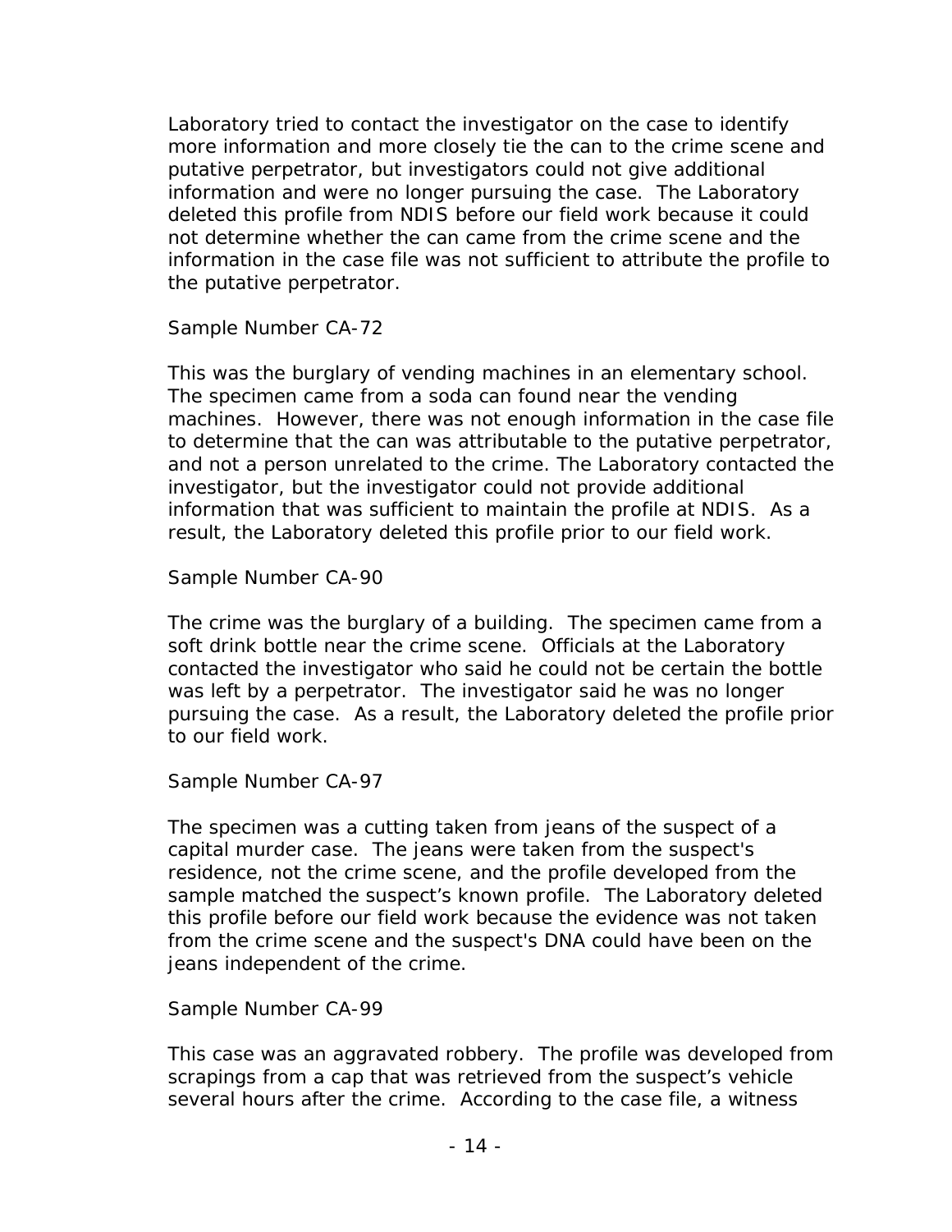Laboratory tried to contact the investigator on the case to identify more information and more closely tie the can to the crime scene and putative perpetrator, but investigators could not give additional information and were no longer pursuing the case. The Laboratory deleted this profile from NDIS before our field work because it could not determine whether the can came from the crime scene and the information in the case file was not sufficient to attribute the profile to the putative perpetrator.

Sample Number CA-72

This was the burglary of vending machines in an elementary school. The specimen came from a soda can found near the vending machines. However, there was not enough information in the case file to determine that the can was attributable to the putative perpetrator, and not a person unrelated to the crime. The Laboratory contacted the investigator, but the investigator could not provide additional information that was sufficient to maintain the profile at NDIS. As a result, the Laboratory deleted this profile prior to our field work.

Sample Number CA-90

The crime was the burglary of a building. The specimen came from a soft drink bottle near the crime scene. Officials at the Laboratory contacted the investigator who said he could not be certain the bottle was left by a perpetrator. The investigator said he was no longer pursuing the case. As a result, the Laboratory deleted the profile prior to our field work.

Sample Number CA-97

The specimen was a cutting taken from jeans of the suspect of a capital murder case. The jeans were taken from the suspect's residence, not the crime scene, and the profile developed from the sample matched the suspect's known profile. The Laboratory deleted this profile before our field work because the evidence was not taken from the crime scene and the suspect's DNA could have been on the jeans independent of the crime.

Sample Number CA-99

This case was an aggravated robbery. The profile was developed from scrapings from a cap that was retrieved from the suspect's vehicle several hours after the crime. According to the case file, a witness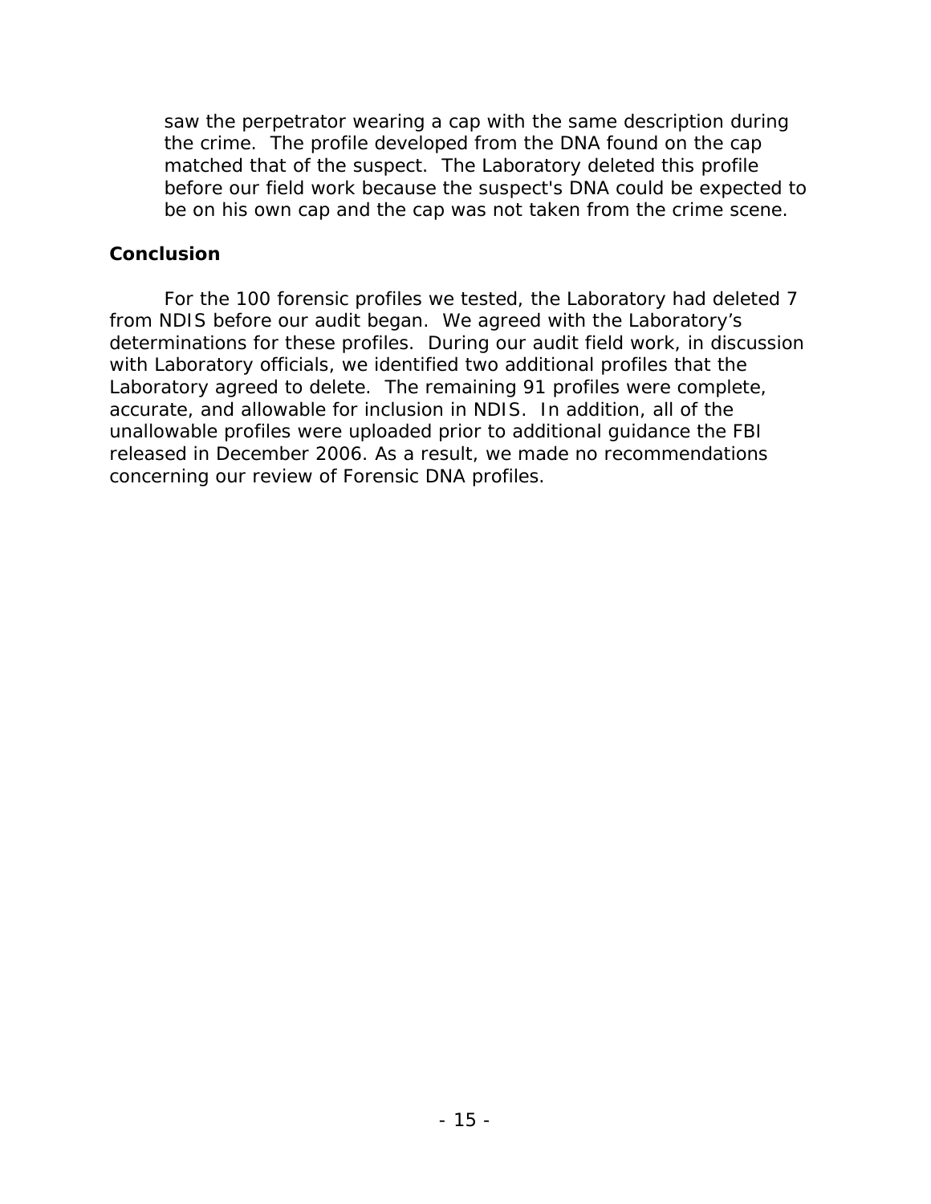saw the perpetrator wearing a cap with the same description during the crime. The profile developed from the DNA found on the cap matched that of the suspect. The Laboratory deleted this profile before our field work because the suspect's DNA could be expected to be on his own cap and the cap was not taken from the crime scene.

## Conclusion

For the 100 forensic profiles we tested, the Laboratory had deleted 7 from NDIS before our audit began. We agreed with the Laboratory's determinations for these profiles. During our audit field work, in discussion with Laboratory officials, we identified two additional profiles that the Laboratory agreed to delete. The remaining 91 profiles were complete, accurate, and allowable for inclusion in NDIS. In addition, all of the unallowable profiles were uploaded prior to additional guidance the FBI released in December 2006. As a result, we made no recommendations concerning our review of Forensic DNA profiles.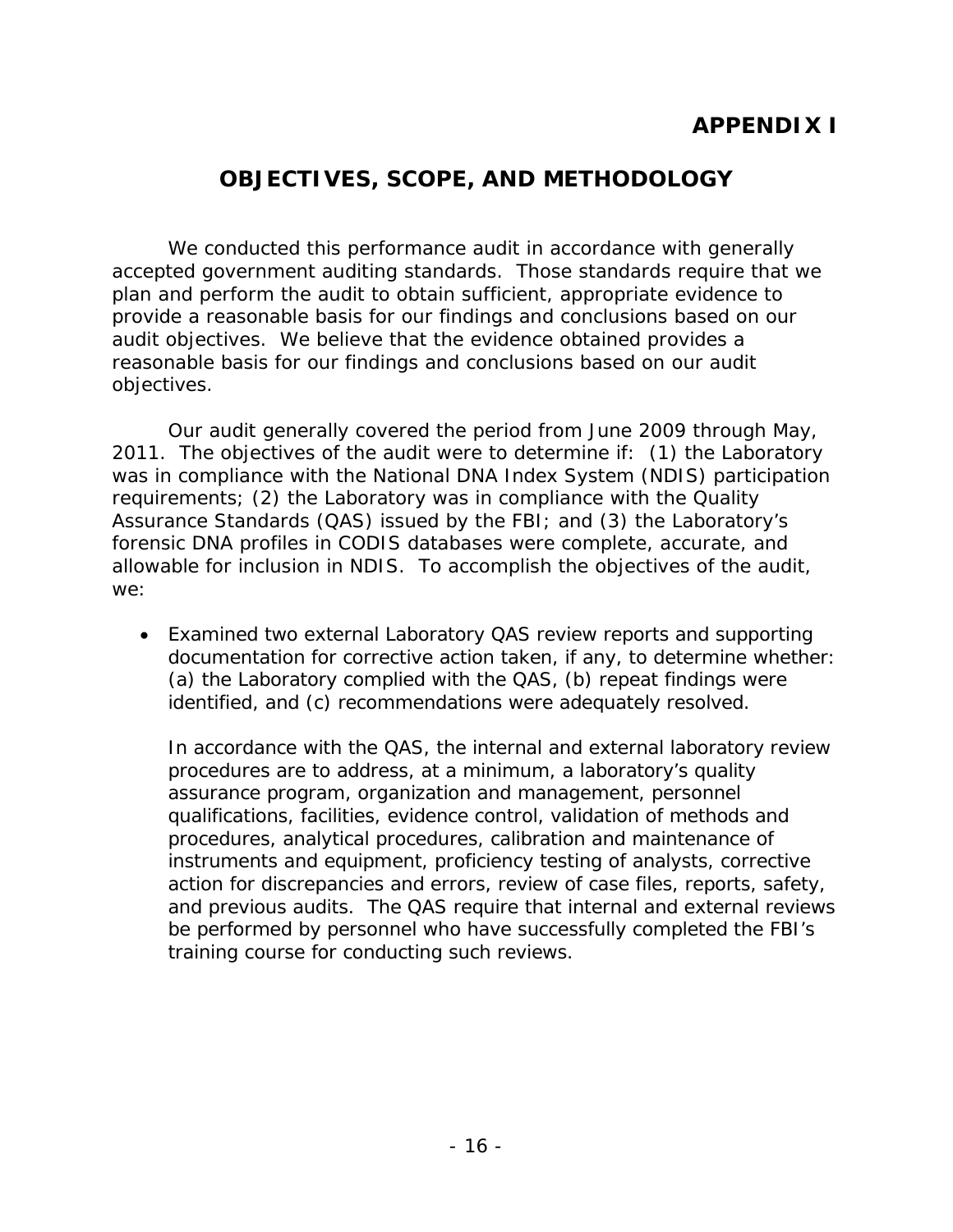# APPENDIX I

## OBJECTIVES, SCOPE, AND METHODOLOGY

We conducted this performance audit in accordance with generally accepted government auditing standards. Those standards require that we plan and perform the audit to obtain sufficient, appropriate evidence to provide a reasonable basis for our findings and conclusions based on our audit objectives. We believe that the evidence obtained provides a reasonable basis for our findings and conclusions based on our audit objectives.

Our audit generally covered the period from June 2009 through May, 2011. The objectives of the audit were to determine if: (1) the Laboratory was in compliance with the National DNA Index System (NDIS) participation requirements; (2) the Laboratory was in compliance with the Quality Assurance Standards (QAS) issued by the FBI; and (3) the Laboratory's forensic DNA profiles in CODIS databases were complete, accurate, and allowable for inclusion in NDIS. To accomplish the objectives of the audit, we:

- Examined two external Laboratory QAS review reports and supporting documentation for corrective action taken, if any, to determine whether: (a) the Laboratory complied with the QAS, (b) repeat findings were identified, and (c) recommendations were adequately resolved.

  In accordance with the QAS, the internal and external laboratory review procedures are to address, at a minimum, a laboratory's quality assurance program, organization and management, personnel qualifications, facilities, evidence control, validation of methods and procedures, analytical procedures, calibration and maintenance of instruments and equipment, proficiency testing of analysts, corrective action for discrepancies and errors, review of case files, reports, safety, and previous audits. The QAS require that internal and external reviews be performed by personnel who have successfully completed the FBI's training course for conducting such reviews.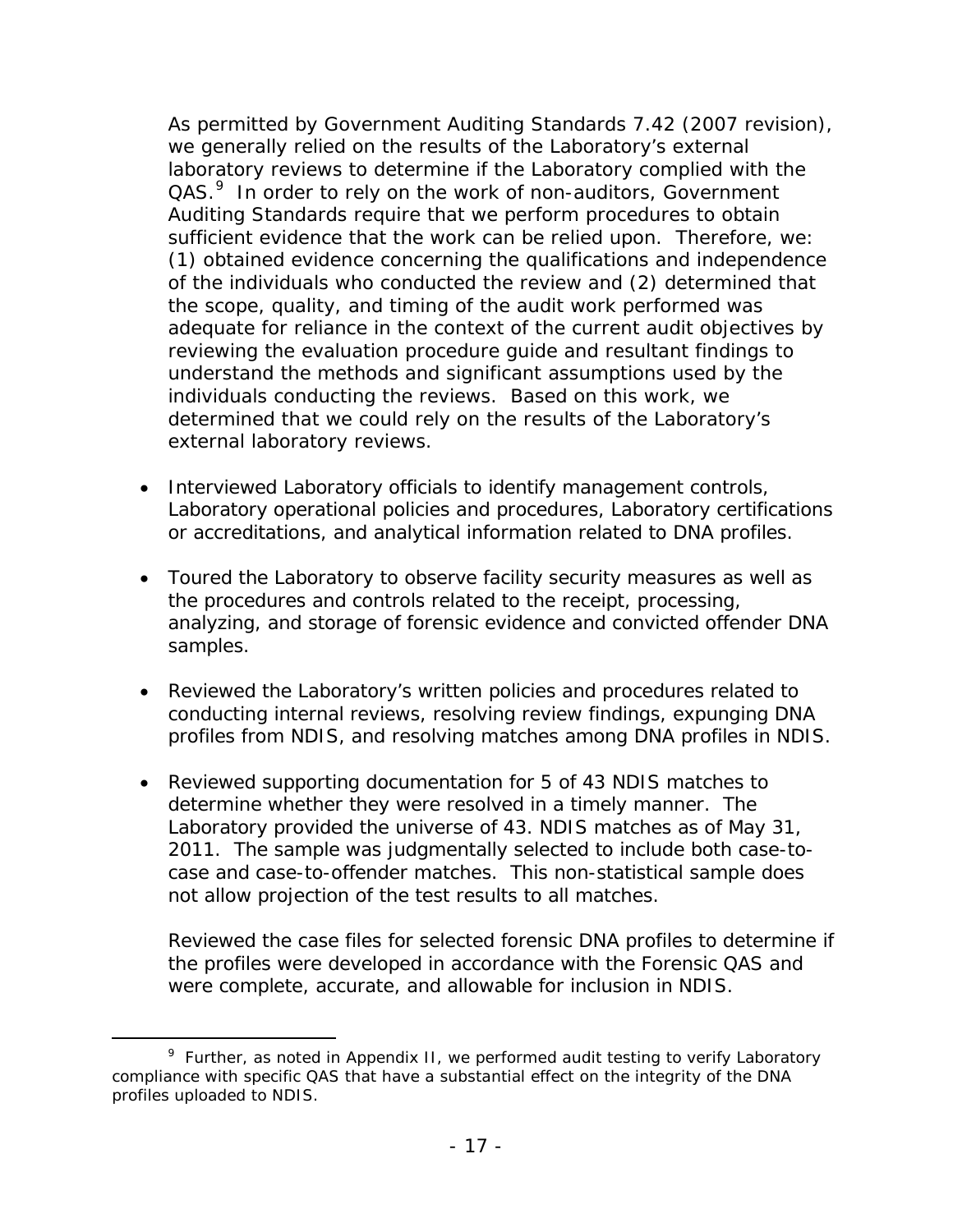As permitted by Government Auditing Standards 7.42 (2007 revision), we generally relied on the results of the Laboratory's external laboratory reviews to determine if the Laboratory complied with the QAS.[9] In order to rely on the work of non-auditors, Government Auditing Standards require that we perform procedures to obtain sufficient evidence that the work can be relied upon. Therefore, we: (1) obtained evidence concerning the qualifications and independence of the individuals who conducted the review and (2) determined that the scope, quality, and timing of the audit work performed was adequate for reliance in the context of the current audit objectives by reviewing the evaluation procedure guide and resultant findings to understand the methods and significant assumptions used by the individuals conducting the reviews. Based on this work, we determined that we could rely on the results of the Laboratory's external laboratory reviews.

- Interviewed Laboratory officials to identify management controls, Laboratory operational policies and procedures, Laboratory certifications or accreditations, and analytical information related to DNA profiles.

- Toured the Laboratory to observe facility security measures as well as the procedures and controls related to the receipt, processing, analyzing, and storage of forensic evidence and convicted offender DNA samples.

- Reviewed the Laboratory's written policies and procedures related to conducting internal reviews, resolving review findings, expunging DNA profiles from NDIS, and resolving matches among DNA profiles in NDIS.

- Reviewed supporting documentation for 5 of 43 NDIS matches to determine whether they were resolved in a timely manner. The Laboratory provided the universe of 43. NDIS matches as of May 31, 2011. The sample was judgmentally selected to include both case-to-case and case-to-offender matches. This non-statistical sample does not allow projection of the test results to all matches.

  Reviewed the case files for selected forensic DNA profiles to determine if the profiles were developed in accordance with the Forensic QAS and were complete, accurate, and allowable for inclusion in NDIS.

[9] Further, as noted in Appendix II, we performed audit testing to verify Laboratory compliance with specific QAS that have a substantial effect on the integrity of the DNA profiles uploaded to NDIS.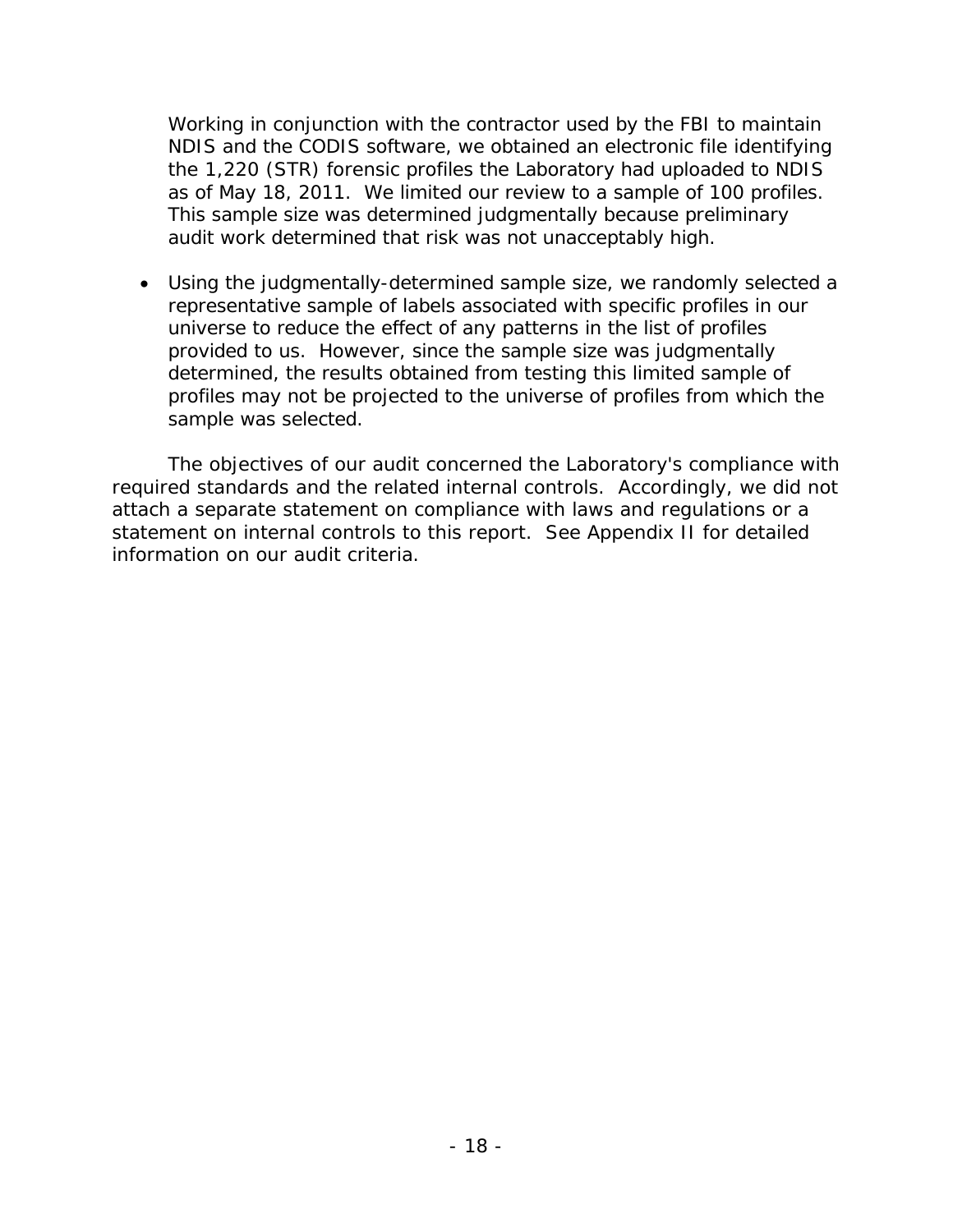Working in conjunction with the contractor used by the FBI to maintain NDIS and the CODIS software, we obtained an electronic file identifying the 1,220 (STR) forensic profiles the Laboratory had uploaded to NDIS as of May 18, 2011. We limited our review to a sample of 100 profiles. This sample size was determined judgmentally because preliminary audit work determined that risk was not unacceptably high.

- Using the judgmentally-determined sample size, we randomly selected a representative sample of labels associated with specific profiles in our universe to reduce the effect of any patterns in the list of profiles provided to us. However, since the sample size was judgmentally determined, the results obtained from testing this limited sample of profiles may not be projected to the universe of profiles from which the sample was selected.

The objectives of our audit concerned the Laboratory's compliance with required standards and the related internal controls. Accordingly, we did not attach a separate statement on compliance with laws and regulations or a statement on internal controls to this report. See Appendix II for detailed information on our audit criteria.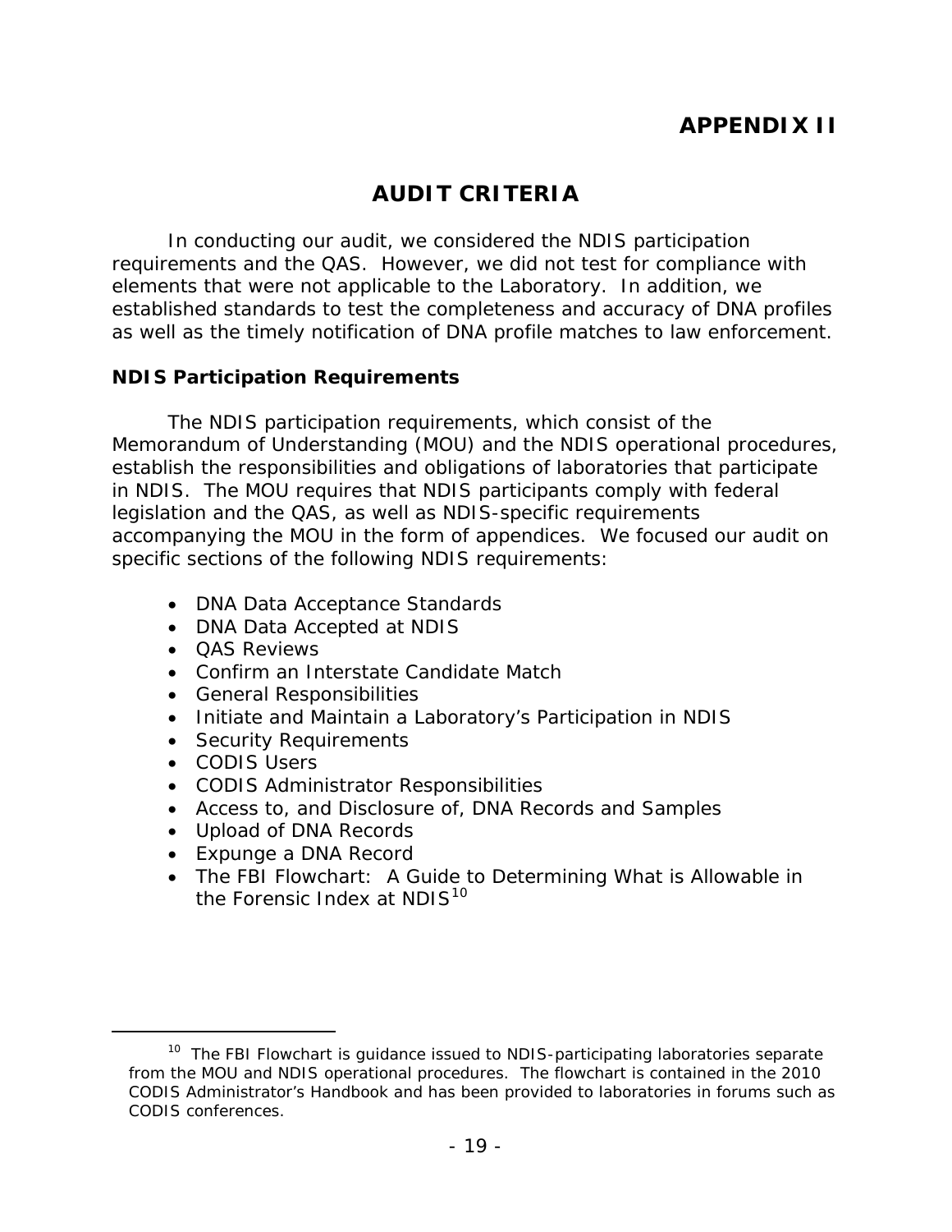# APPENDIX II

## AUDIT CRITERIA

In conducting our audit, we considered the NDIS participation requirements and the QAS. However, we did not test for compliance with elements that were not applicable to the Laboratory. In addition, we established standards to test the completeness and accuracy of DNA profiles as well as the timely notification of DNA profile matches to law enforcement.

### NDIS Participation Requirements

The NDIS participation requirements, which consist of the Memorandum of Understanding (MOU) and the NDIS operational procedures, establish the responsibilities and obligations of laboratories that participate in NDIS. The MOU requires that NDIS participants comply with federal legislation and the QAS, as well as NDIS-specific requirements accompanying the MOU in the form of appendices. We focused our audit on specific sections of the following NDIS requirements:

- DNA Data Acceptance Standards
- DNA Data Accepted at NDIS
- QAS Reviews
- Confirm an Interstate Candidate Match
- General Responsibilities
- Initiate and Maintain a Laboratory's Participation in NDIS
- Security Requirements
- CODIS Users
- CODIS Administrator Responsibilities
- Access to, and Disclosure of, DNA Records and Samples
- Upload of DNA Records
- Expunge a DNA Record
- The FBI Flowchart: A Guide to Determining What is Allowable in the Forensic Index at NDIS[10]

[10] The FBI Flowchart is guidance issued to NDIS-participating laboratories separate from the MOU and NDIS operational procedures. The flowchart is contained in the 2010 CODIS Administrator's Handbook and has been provided to laboratories in forums such as CODIS conferences.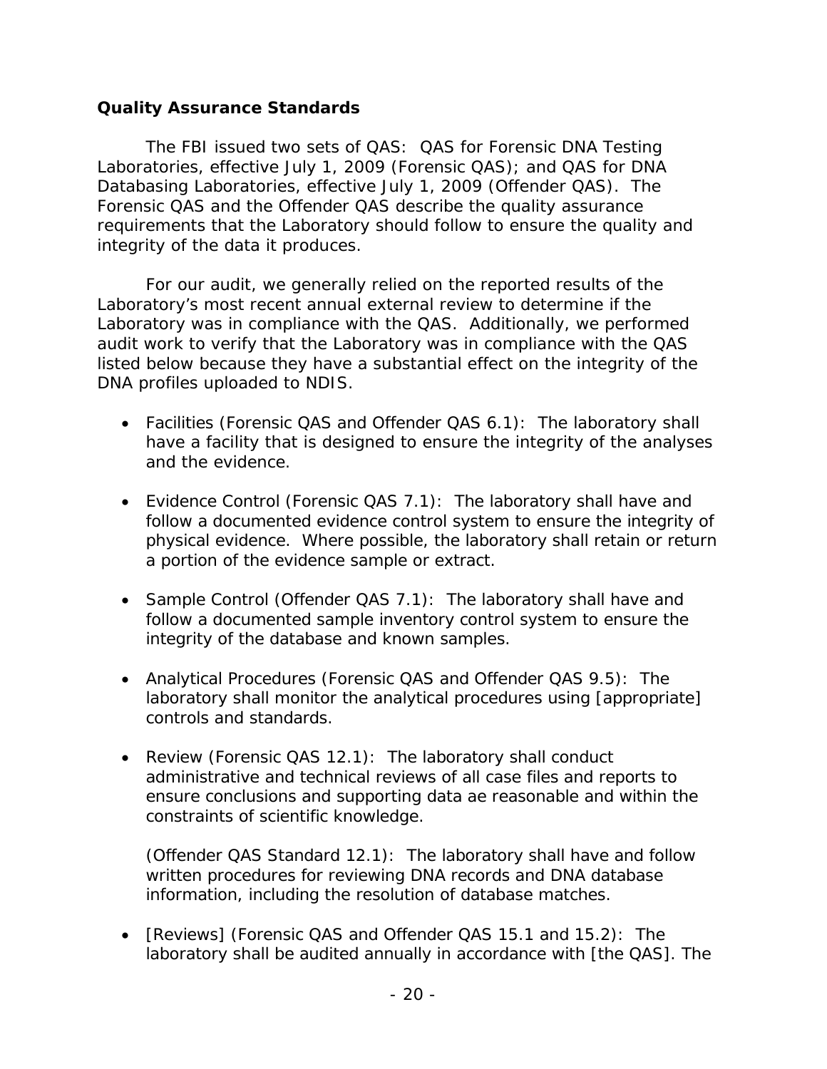### Quality Assurance Standards

The FBI issued two sets of QAS: QAS for Forensic DNA Testing Laboratories, effective July 1, 2009 (Forensic QAS); and QAS for DNA Databasing Laboratories, effective July 1, 2009 (Offender QAS). The Forensic QAS and the Offender QAS describe the quality assurance requirements that the Laboratory should follow to ensure the quality and integrity of the data it produces.

For our audit, we generally relied on the reported results of the Laboratory's most recent annual external review to determine if the Laboratory was in compliance with the QAS. Additionally, we performed audit work to verify that the Laboratory was in compliance with the QAS listed below because they have a substantial effect on the integrity of the DNA profiles uploaded to NDIS.

- Facilities (Forensic QAS and Offender QAS 6.1): The laboratory shall have a facility that is designed to ensure the integrity of the analyses and the evidence.

- Evidence Control (Forensic QAS 7.1): The laboratory shall have and follow a documented evidence control system to ensure the integrity of physical evidence. Where possible, the laboratory shall retain or return a portion of the evidence sample or extract.

- Sample Control (Offender QAS 7.1): The laboratory shall have and follow a documented sample inventory control system to ensure the integrity of the database and known samples.

- Analytical Procedures (Forensic QAS and Offender QAS 9.5): The laboratory shall monitor the analytical procedures using [appropriate] controls and standards.

- Review (Forensic QAS 12.1): The laboratory shall conduct administrative and technical reviews of all case files and reports to ensure conclusions and supporting data ae reasonable and within the constraints of scientific knowledge.

  (Offender QAS Standard 12.1): The laboratory shall have and follow written procedures for reviewing DNA records and DNA database information, including the resolution of database matches.

- [Reviews] (Forensic QAS and Offender QAS 15.1 and 15.2): The laboratory shall be audited annually in accordance with [the QAS]. The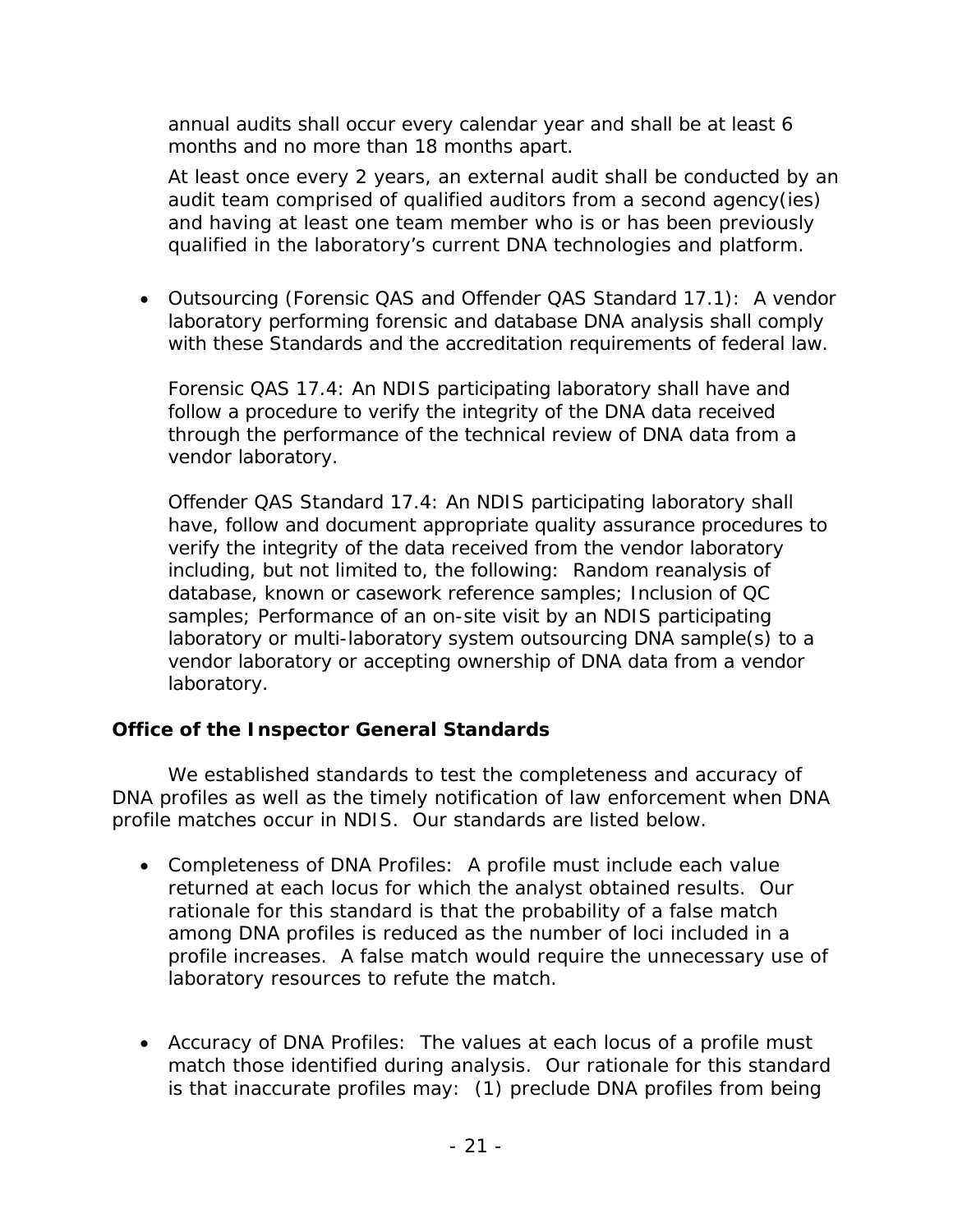annual audits shall occur every calendar year and shall be at least 6 months and no more than 18 months apart.

At least once every 2 years, an external audit shall be conducted by an audit team comprised of qualified auditors from a second agency(ies) and having at least one team member who is or has been previously qualified in the laboratory's current DNA technologies and platform.

- Outsourcing (Forensic QAS and Offender QAS Standard 17.1): A vendor laboratory performing forensic and database DNA analysis shall comply with these Standards and the accreditation requirements of federal law.

  Forensic QAS 17.4: An NDIS participating laboratory shall have and follow a procedure to verify the integrity of the DNA data received through the performance of the technical review of DNA data from a vendor laboratory.

  Offender QAS Standard 17.4: An NDIS participating laboratory shall have, follow and document appropriate quality assurance procedures to verify the integrity of the data received from the vendor laboratory including, but not limited to, the following: Random reanalysis of database, known or casework reference samples; Inclusion of QC samples; Performance of an on-site visit by an NDIS participating laboratory or multi-laboratory system outsourcing DNA sample(s) to a vendor laboratory or accepting ownership of DNA data from a vendor laboratory.

### Office of the Inspector General Standards

We established standards to test the completeness and accuracy of DNA profiles as well as the timely notification of law enforcement when DNA profile matches occur in NDIS. Our standards are listed below.

- Completeness of DNA Profiles: A profile must include each value returned at each locus for which the analyst obtained results. Our rationale for this standard is that the probability of a false match among DNA profiles is reduced as the number of loci included in a profile increases. A false match would require the unnecessary use of laboratory resources to refute the match.

- Accuracy of DNA Profiles: The values at each locus of a profile must match those identified during analysis. Our rationale for this standard is that inaccurate profiles may: (1) preclude DNA profiles from being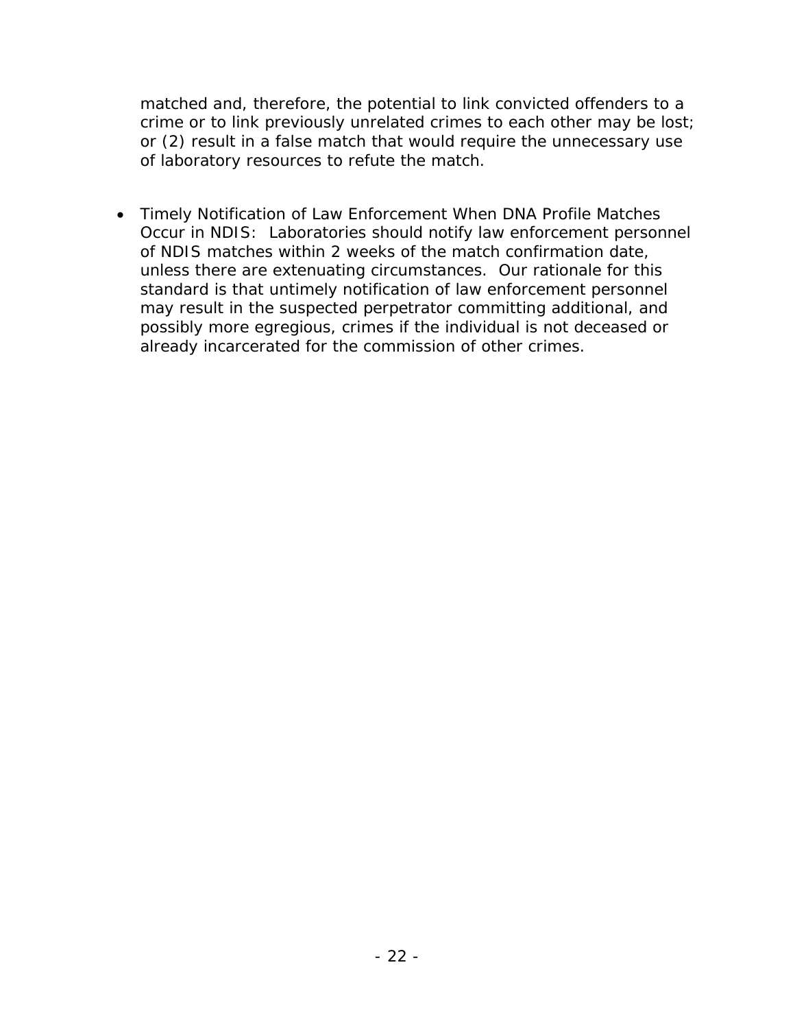matched and, therefore, the potential to link convicted offenders to a crime or to link previously unrelated crimes to each other may be lost; or (2) result in a false match that would require the unnecessary use of laboratory resources to refute the match.

- Timely Notification of Law Enforcement When DNA Profile Matches Occur in NDIS: Laboratories should notify law enforcement personnel of NDIS matches within 2 weeks of the match confirmation date, unless there are extenuating circumstances. Our rationale for this standard is that untimely notification of law enforcement personnel may result in the suspected perpetrator committing additional, and possibly more egregious, crimes if the individual is not deceased or already incarcerated for the commission of other crimes.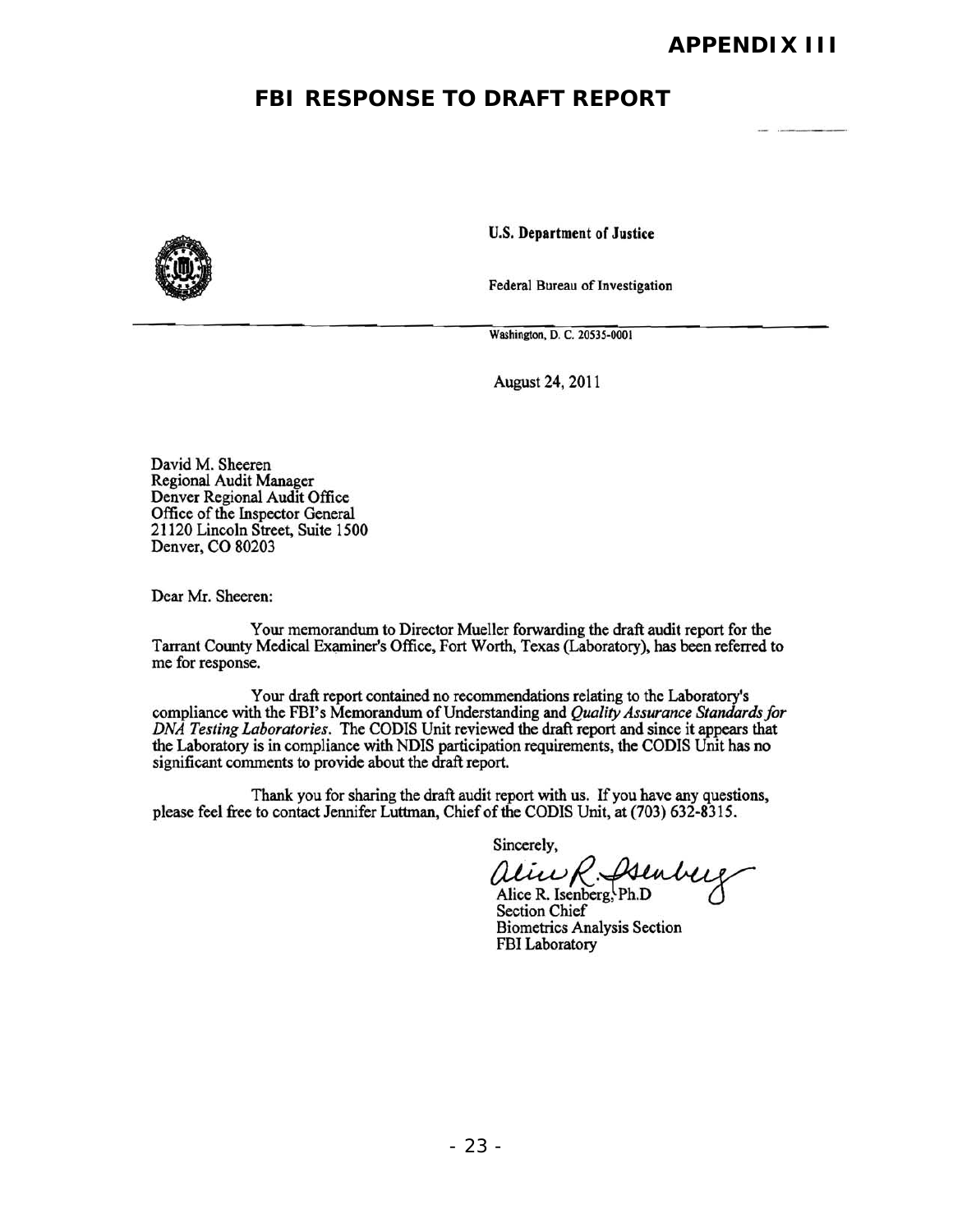# APPENDIX III

## FBI RESPONSE TO DRAFT REPORT

**U.S. Department of Justice**

Federal Bureau of Investigation

Washington, D. C. 20535-0001

August 24, 2011

David M. Sheeren
Regional Audit Manager
Denver Regional Audit Office
Office of the Inspector General
21120 Lincoln Street, Suite 1500
Denver, CO 80203

Dear Mr. Sheeren:

Your memorandum to Director Mueller forwarding the draft audit report for the Tarrant County Medical Examiner's Office, Fort Worth, Texas (Laboratory), has been referred to me for response.

Your draft report contained no recommendations relating to the Laboratory's compliance with the FBI's Memorandum of Understanding and *Quality Assurance Standards for DNA Testing Laboratories*. The CODIS Unit reviewed the draft report and since it appears that the Laboratory is in compliance with NDIS participation requirements, the CODIS Unit has no significant comments to provide about the draft report.

Thank you for sharing the draft audit report with us. If you have any questions, please feel free to contact Jennifer Luttman, Chief of the CODIS Unit, at (703) 632-8315.

Sincerely,

Alice R. Isenberg, Ph.D
Section Chief
Biometrics Analysis Section
FBI Laboratory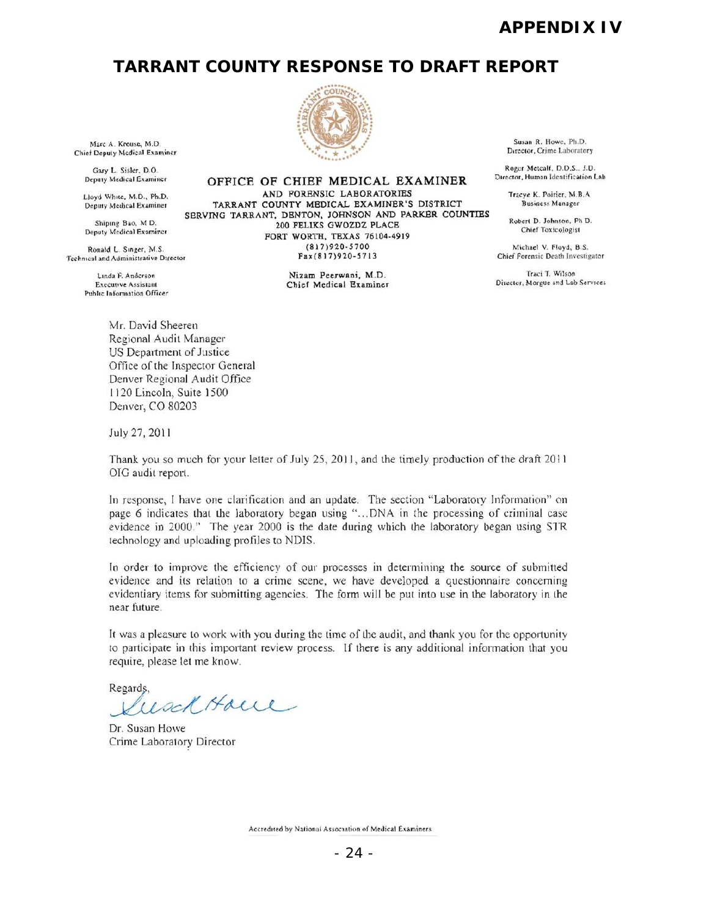# APPENDIX IV

## TARRANT COUNTY RESPONSE TO DRAFT REPORT

Marc A. Krouse, M.D.
Chief Deputy Medical Examiner

Gary L. Sisler, D.O.
Deputy Medical Examiner

Lloyd White, M.D., Ph.D.
Deputy Medical Examiner

Shiping Bao, M.D.
Deputy Medical Examiner

Ronald L. Singer, M.S.
Technical and Administrative Director

Linda F. Anderson
Executive Assistant
Public Information Officer

**OFFICE OF CHIEF MEDICAL EXAMINER**
AND FORENSIC LABORATORIES
TARRANT COUNTY MEDICAL EXAMINER'S DISTRICT
SERVING TARRANT, DENTON, JOHNSON AND PARKER COUNTIES
200 FELIKS GWOZDZ PLACE
FORT WORTH, TEXAS 76104-4919
(817)920-5700
Fax(817)920-5713

Nizam Peerwani, M.D.
Chief Medical Examiner

Susan R. Howe, Ph.D.
Director, Crime Laboratory

Roger Metcalf, D.D.S., J.D.
Director, Human Identification Lab

Tracye K. Poirier, M.B.A.
Business Manager

Robert D. Johnson, Ph.D.
Chief Toxicologist

Michael V. Floyd, B.S.
Chief Forensic Death Investigator

Traci T. Wilson
Director, Morgue and Lab Services

Mr. David Sheeren
Regional Audit Manager
US Department of Justice
Office of the Inspector General
Denver Regional Audit Office
1120 Lincoln, Suite 1500
Denver, CO 80203

July 27, 2011

Thank you so much for your letter of July 25, 2011, and the timely production of the draft 2011 OIG audit report.

In response, I have one clarification and an update. The section "Laboratory Information" on page 6 indicates that the laboratory began using "...DNA in the processing of criminal case evidence in 2000." The year 2000 is the date during which the laboratory began using STR technology and uploading profiles to NDIS.

In order to improve the efficiency of our processes in determining the source of submitted evidence and its relation to a crime scene, we have developed a questionnaire concerning evidentiary items for submitting agencies. The form will be put into use in the laboratory in the near future.

It was a pleasure to work with you during the time of the audit, and thank you for the opportunity to participate in this important review process. If there is any additional information that you require, please let me know.

Regards,

Susan Howe

Dr. Susan Howe
Crime Laboratory Director

Accredited by National Association of Medical Examiners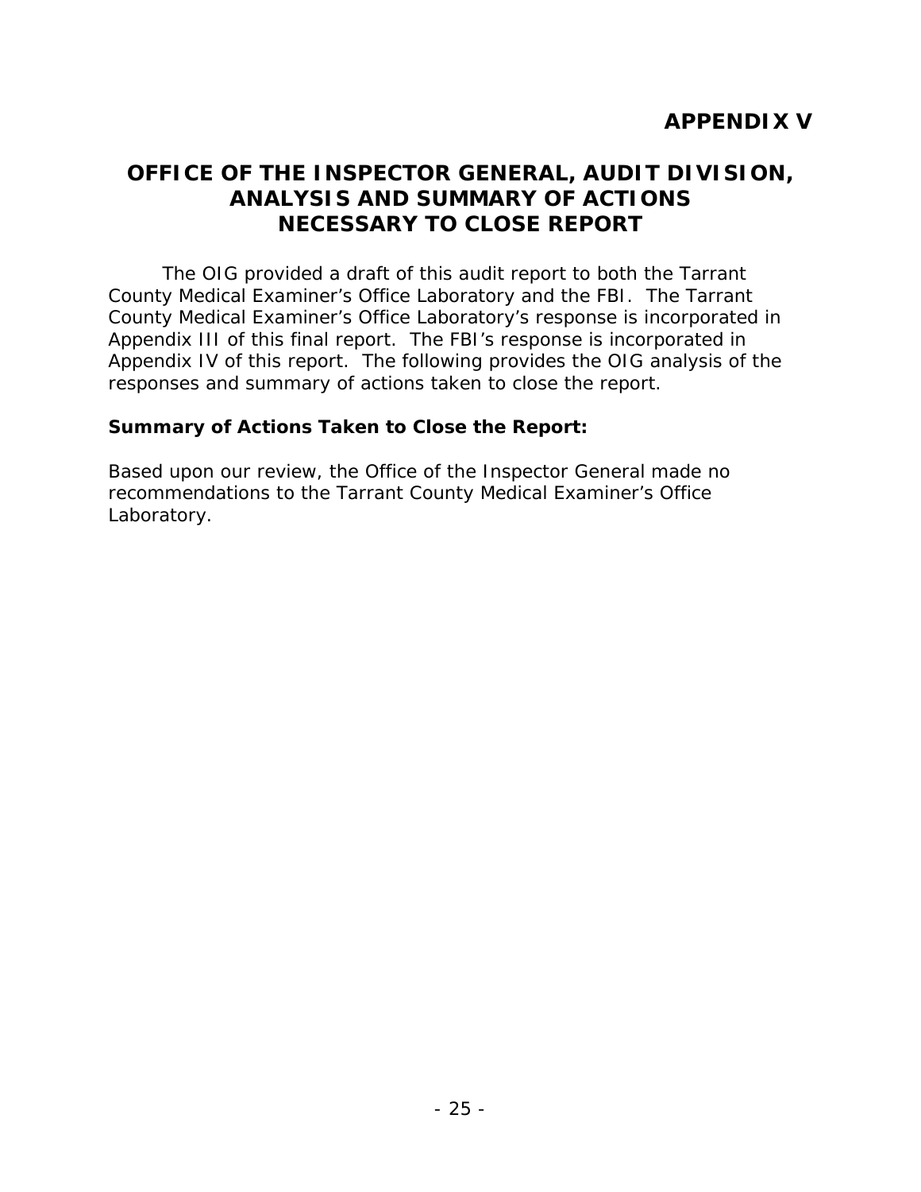# APPENDIX V

## OFFICE OF THE INSPECTOR GENERAL, AUDIT DIVISION, ANALYSIS AND SUMMARY OF ACTIONS NECESSARY TO CLOSE REPORT

The OIG provided a draft of this audit report to both the Tarrant County Medical Examiner's Office Laboratory and the FBI. The Tarrant County Medical Examiner's Office Laboratory's response is incorporated in Appendix III of this final report. The FBI's response is incorporated in Appendix IV of this report. The following provides the OIG analysis of the responses and summary of actions taken to close the report.

**Summary of Actions Taken to Close the Report:**

Based upon our review, the Office of the Inspector General made no recommendations to the Tarrant County Medical Examiner's Office Laboratory.